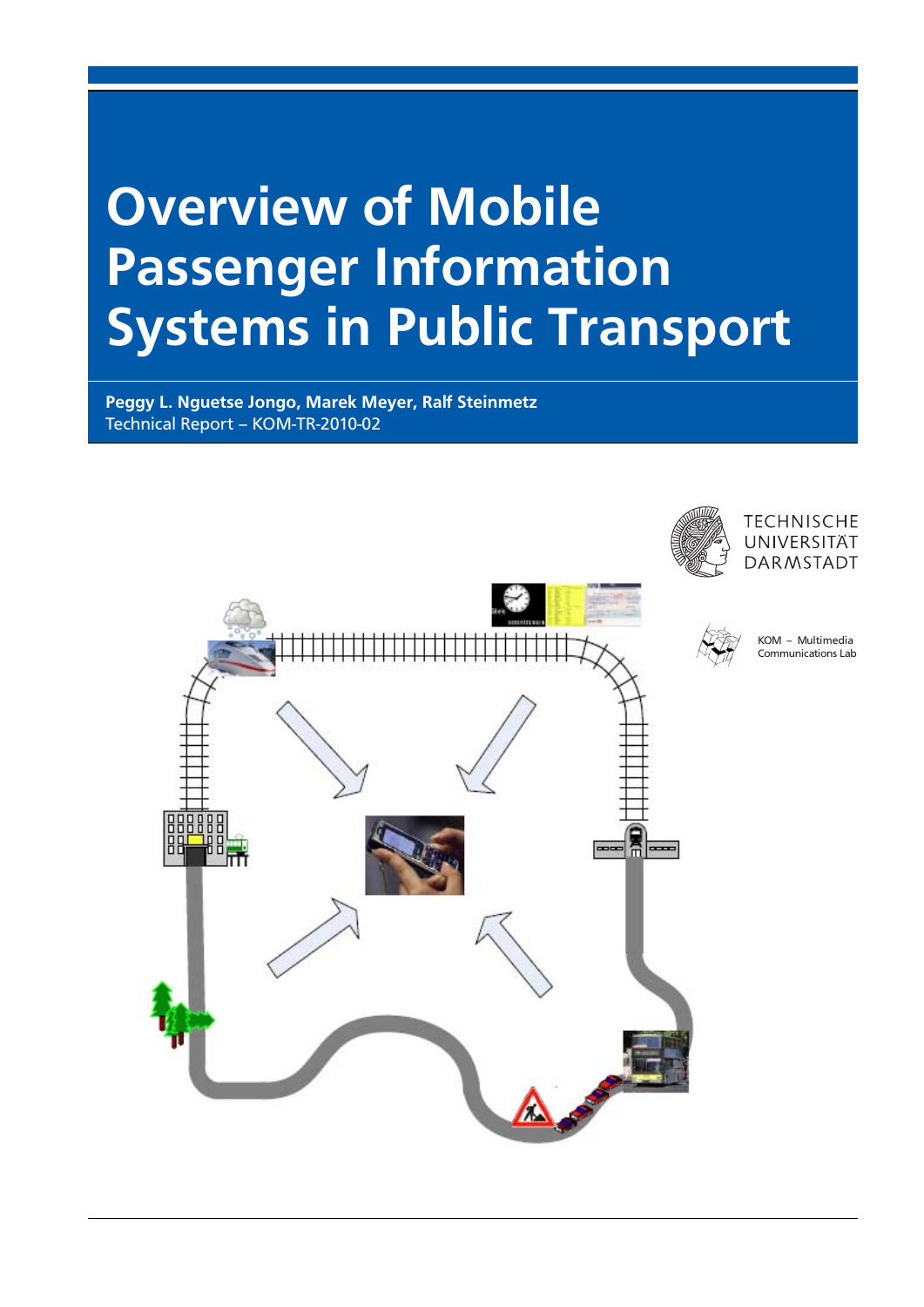# Overview of Mobile Passenger Information Systems in Public Transport

**Peggy L. Nguetse Jongo, Marek Meyer, Ralf Steinmetz**
Technical Report – KOM-TR-2010-02

TECHNISCHE UNIVERSITÄT DARMSTADT

KOM – Multimedia Communications Lab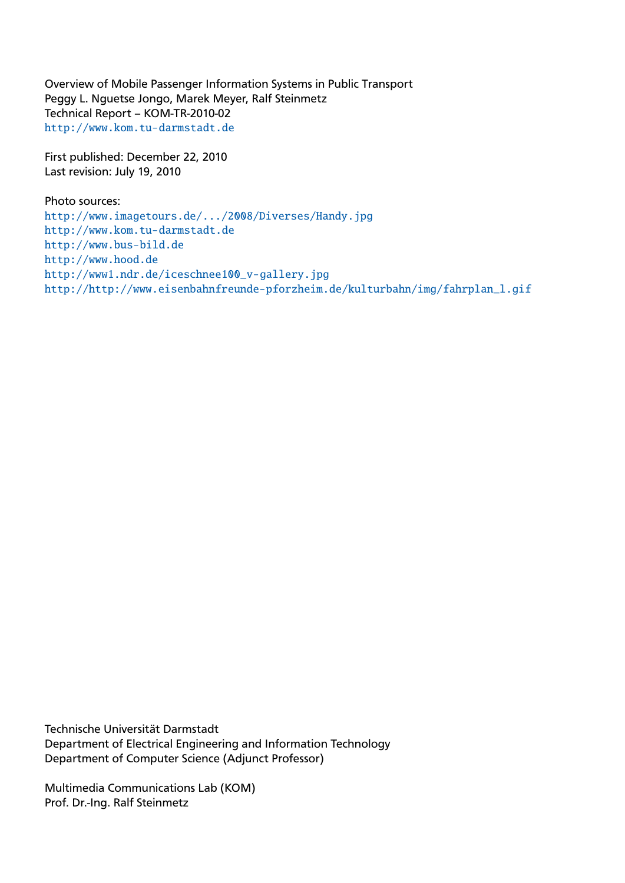Overview of Mobile Passenger Information Systems in Public Transport
Peggy L. Nguetse Jongo, Marek Meyer, Ralf Steinmetz
Technical Report – KOM-TR-2010-02
http://www.kom.tu-darmstadt.de

First published: December 22, 2010
Last revision: July 19, 2010

Photo sources:
http://www.imagetours.de/.../2008/Diverses/Handy.jpg
http://www.kom.tu-darmstadt.de
http://www.bus-bild.de
http://www.hood.de
http://www1.ndr.de/iceschnee100_v-gallery.jpg
http://http://www.eisenbahnfreunde-pforzheim.de/kulturbahn/img/fahrplan_l.gif

Technische Universität Darmstadt
Department of Electrical Engineering and Information Technology
Department of Computer Science (Adjunct Professor)

Multimedia Communications Lab (KOM)
Prof. Dr.-Ing. Ralf Steinmetz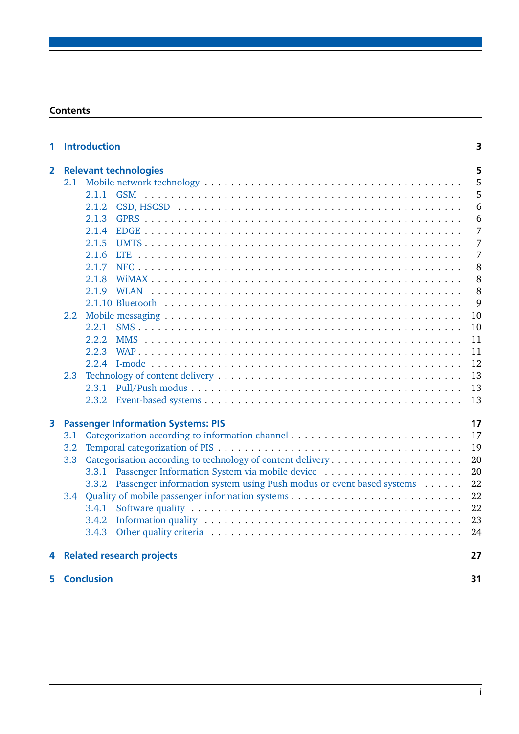## Contents

| | | |
|---|---|---|
| **1** | **Introduction** | **3** |
| **2** | **Relevant technologies** | **5** |
| 2.1 | Mobile network technology | 5 |
| 2.1.1 | GSM | 5 |
| 2.1.2 | CSD, HSCSD | 6 |
| 2.1.3 | GPRS | 6 |
| 2.1.4 | EDGE | 7 |
| 2.1.5 | UMTS | 7 |
| 2.1.6 | LTE | 7 |
| 2.1.7 | NFC | 8 |
| 2.1.8 | WiMAX | 8 |
| 2.1.9 | WLAN | 8 |
| 2.1.10 | Bluetooth | 9 |
| 2.2 | Mobile messaging | 10 |
| 2.2.1 | SMS | 10 |
| 2.2.2 | MMS | 11 |
| 2.2.3 | WAP | 11 |
| 2.2.4 | I-mode | 12 |
| 2.3 | Technology of content delivery | 13 |
| 2.3.1 | Pull/Push modus | 13 |
| 2.3.2 | Event-based systems | 13 |
| **3** | **Passenger Information Systems: PIS** | **17** |
| 3.1 | Categorization according to information channel | 17 |
| 3.2 | Temporal categorization of PIS | 19 |
| 3.3 | Categorisation according to technology of content delivery | 20 |
| 3.3.1 | Passenger Information System via mobile device | 20 |
| 3.3.2 | Passenger information system using Push modus or event based systems | 22 |
| 3.4 | Quality of mobile passenger information systems | 22 |
| 3.4.1 | Software quality | 22 |
| 3.4.2 | Information quality | 23 |
| 3.4.3 | Other quality criteria | 24 |
| **4** | **Related research projects** | **27** |
| **5** | **Conclusion** | **31** |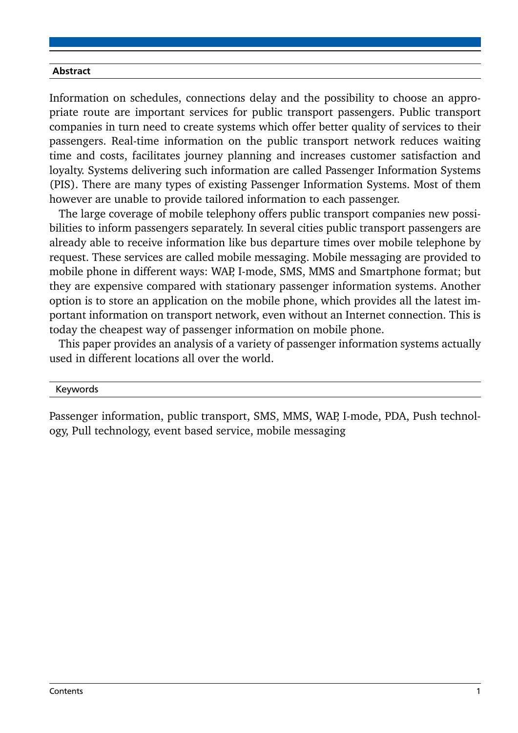## Abstract

Information on schedules, connections delay and the possibility to choose an appropriate route are important services for public transport passengers. Public transport companies in turn need to create systems which offer better quality of services to their passengers. Real-time information on the public transport network reduces waiting time and costs, facilitates journey planning and increases customer satisfaction and loyalty. Systems delivering such information are called Passenger Information Systems (PIS). There are many types of existing Passenger Information Systems. Most of them however are unable to provide tailored information to each passenger.

The large coverage of mobile telephony offers public transport companies new possibilities to inform passengers separately. In several cities public transport passengers are already able to receive information like bus departure times over mobile telephone by request. These services are called mobile messaging. Mobile messaging are provided to mobile phone in different ways: WAP, I-mode, SMS, MMS and Smartphone format; but they are expensive compared with stationary passenger information systems. Another option is to store an application on the mobile phone, which provides all the latest important information on transport network, even without an Internet connection. This is today the cheapest way of passenger information on mobile phone.

This paper provides an analysis of a variety of passenger information systems actually used in different locations all over the world.

### Keywords

Passenger information, public transport, SMS, MMS, WAP, I-mode, PDA, Push technology, Pull technology, event based service, mobile messaging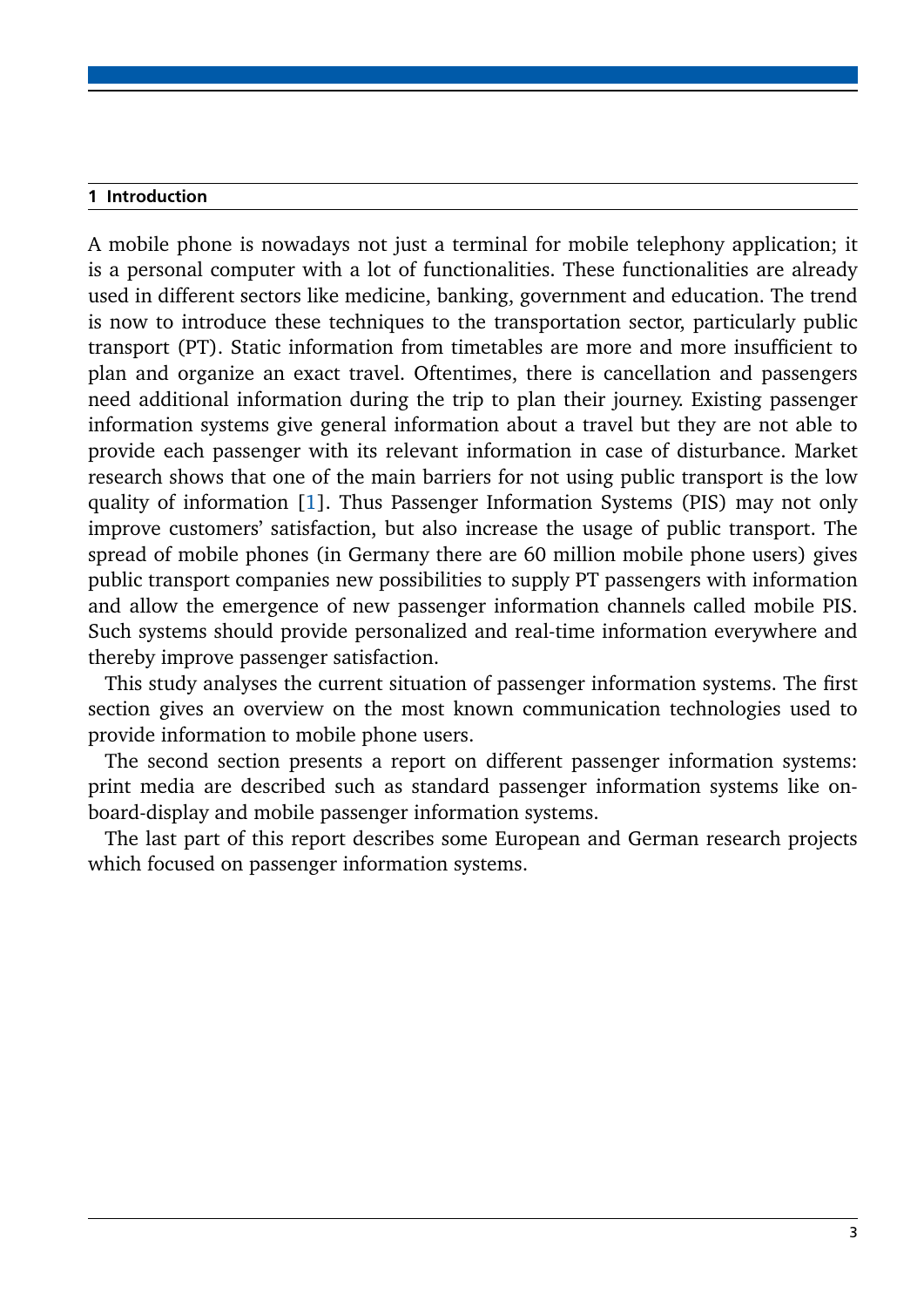# 1 Introduction

A mobile phone is nowadays not just a terminal for mobile telephony application; it is a personal computer with a lot of functionalities. These functionalities are already used in different sectors like medicine, banking, government and education. The trend is now to introduce these techniques to the transportation sector, particularly public transport (PT). Static information from timetables are more and more insufficient to plan and organize an exact travel. Oftentimes, there is cancellation and passengers need additional information during the trip to plan their journey. Existing passenger information systems give general information about a travel but they are not able to provide each passenger with its relevant information in case of disturbance. Market research shows that one of the main barriers for not using public transport is the low quality of information [1]. Thus Passenger Information Systems (PIS) may not only improve customers' satisfaction, but also increase the usage of public transport. The spread of mobile phones (in Germany there are 60 million mobile phone users) gives public transport companies new possibilities to supply PT passengers with information and allow the emergence of new passenger information channels called mobile PIS. Such systems should provide personalized and real-time information everywhere and thereby improve passenger satisfaction.

This study analyses the current situation of passenger information systems. The first section gives an overview on the most known communication technologies used to provide information to mobile phone users.

The second section presents a report on different passenger information systems: print media are described such as standard passenger information systems like on-board-display and mobile passenger information systems.

The last part of this report describes some European and German research projects which focused on passenger information systems.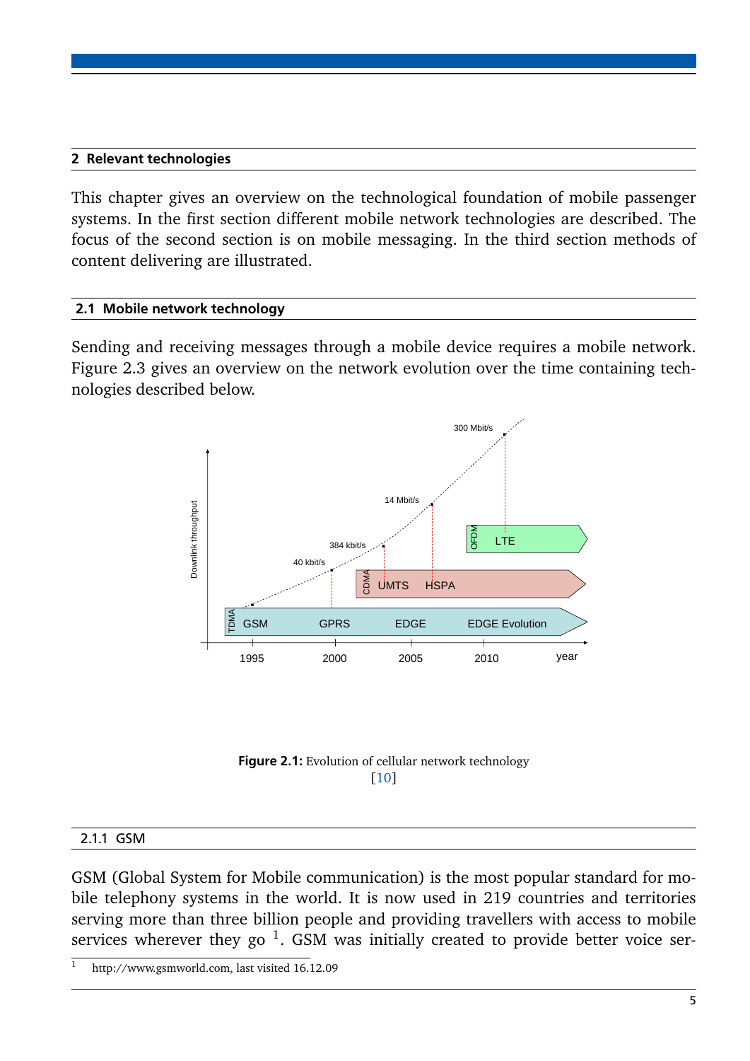## 2 Relevant technologies

This chapter gives an overview on the technological foundation of mobile passenger systems. In the first section different mobile network technologies are described. The focus of the second section is on mobile messaging. In the third section methods of content delivering are illustrated.

### 2.1 Mobile network technology

Sending and receiving messages through a mobile device requires a mobile network. Figure 2.3 gives an overview on the network evolution over the time containing technologies described below.

**Figure 2.1:** Evolution of cellular network technology [10]

#### 2.1.1 GSM

GSM (Global System for Mobile communication) is the most popular standard for mobile telephony systems in the world. It is now used in 219 countries and territories serving more than three billion people and providing travellers with access to mobile services wherever they go [1]. GSM was initially created to provide better voice ser-

[1] http://www.gsmworld.com, last visited 16.12.09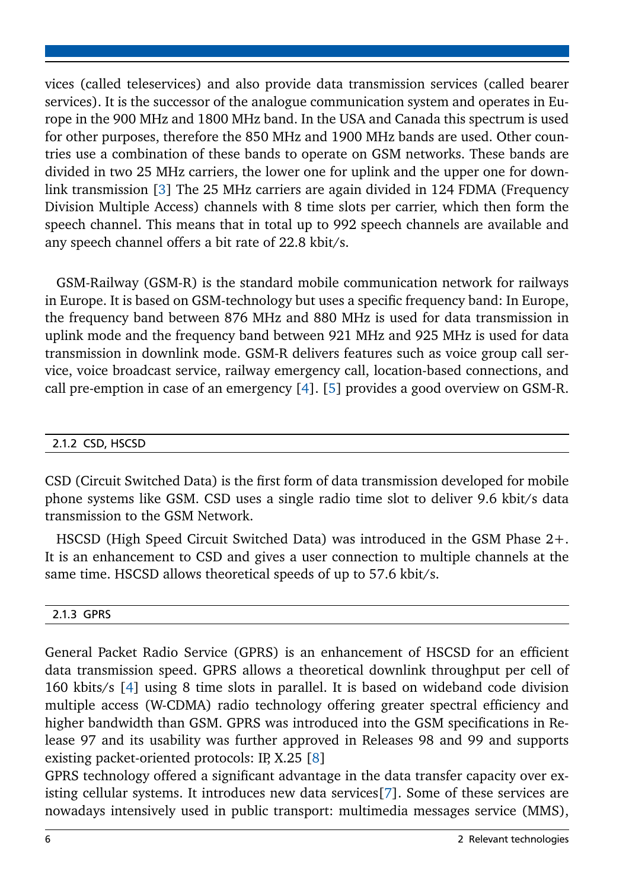vices (called teleservices) and also provide data transmission services (called bearer services). It is the successor of the analogue communication system and operates in Europe in the 900 MHz and 1800 MHz band. In the USA and Canada this spectrum is used for other purposes, therefore the 850 MHz and 1900 MHz bands are used. Other countries use a combination of these bands to operate on GSM networks. These bands are divided in two 25 MHz carriers, the lower one for uplink and the upper one for downlink transmission [3] The 25 MHz carriers are again divided in 124 FDMA (Frequency Division Multiple Access) channels with 8 time slots per carrier, which then form the speech channel. This means that in total up to 992 speech channels are available and any speech channel offers a bit rate of 22.8 kbit/s.

GSM-Railway (GSM-R) is the standard mobile communication network for railways in Europe. It is based on GSM-technology but uses a specific frequency band: In Europe, the frequency band between 876 MHz and 880 MHz is used for data transmission in uplink mode and the frequency band between 921 MHz and 925 MHz is used for data transmission in downlink mode. GSM-R delivers features such as voice group call service, voice broadcast service, railway emergency call, location-based connections, and call pre-emption in case of an emergency [4]. [5] provides a good overview on GSM-R.

### 2.1.2 CSD, HSCSD

CSD (Circuit Switched Data) is the first form of data transmission developed for mobile phone systems like GSM. CSD uses a single radio time slot to deliver 9.6 kbit/s data transmission to the GSM Network.

HSCSD (High Speed Circuit Switched Data) was introduced in the GSM Phase 2+. It is an enhancement to CSD and gives a user connection to multiple channels at the same time. HSCSD allows theoretical speeds of up to 57.6 kbit/s.

### 2.1.3 GPRS

General Packet Radio Service (GPRS) is an enhancement of HSCSD for an efficient data transmission speed. GPRS allows a theoretical downlink throughput per cell of 160 kbits/s [4] using 8 time slots in parallel. It is based on wideband code division multiple access (W-CDMA) radio technology offering greater spectral efficiency and higher bandwidth than GSM. GPRS was introduced into the GSM specifications in Release 97 and its usability was further approved in Releases 98 and 99 and supports existing packet-oriented protocols: IP, X.25 [8]
GPRS technology offered a significant advantage in the data transfer capacity over existing cellular systems. It introduces new data services[7]. Some of these services are nowadays intensively used in public transport: multimedia messages service (MMS),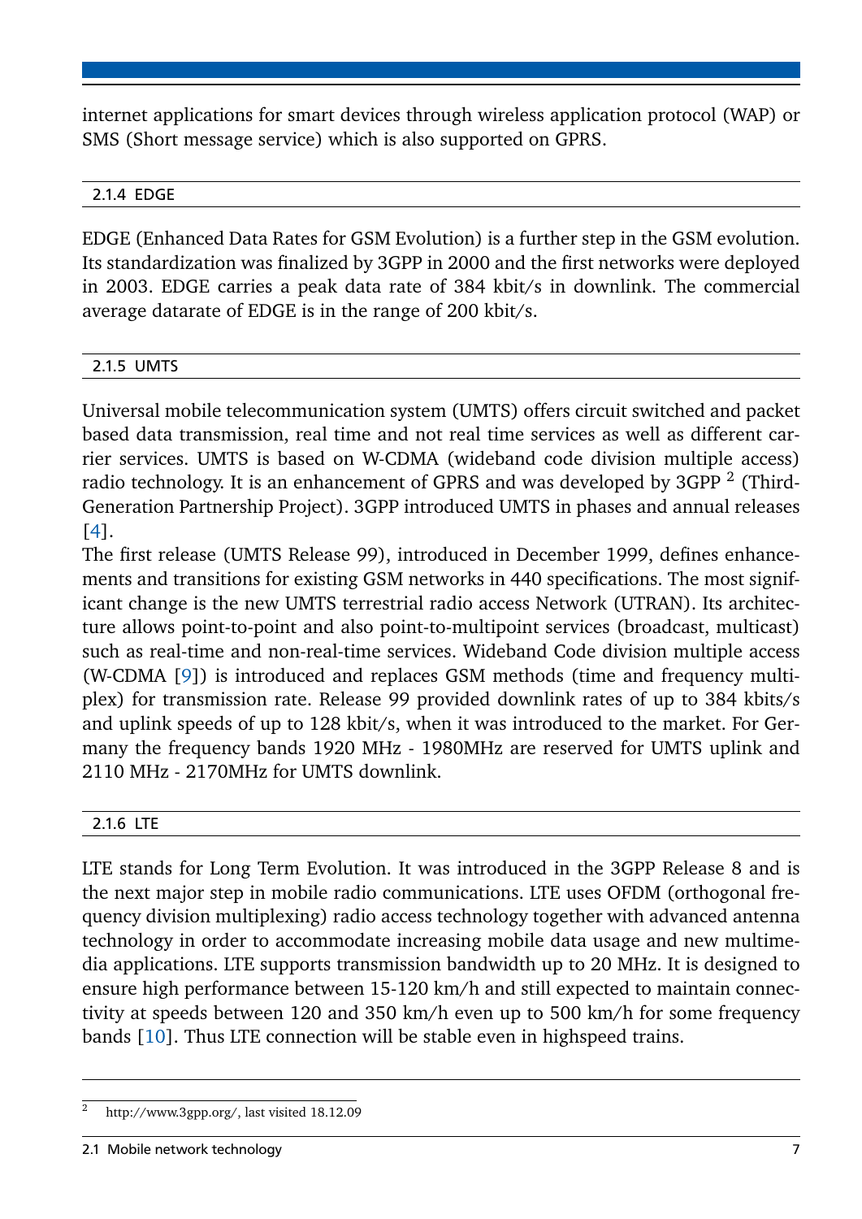internet applications for smart devices through wireless application protocol (WAP) or SMS (Short message service) which is also supported on GPRS.

### 2.1.4 EDGE

EDGE (Enhanced Data Rates for GSM Evolution) is a further step in the GSM evolution. Its standardization was finalized by 3GPP in 2000 and the first networks were deployed in 2003. EDGE carries a peak data rate of 384 kbit/s in downlink. The commercial average datarate of EDGE is in the range of 200 kbit/s.

### 2.1.5 UMTS

Universal mobile telecommunication system (UMTS) offers circuit switched and packet based data transmission, real time and not real time services as well as different carrier services. UMTS is based on W-CDMA (wideband code division multiple access) radio technology. It is an enhancement of GPRS and was developed by 3GPP [2] (Third-Generation Partnership Project). 3GPP introduced UMTS in phases and annual releases [4].

The first release (UMTS Release 99), introduced in December 1999, defines enhancements and transitions for existing GSM networks in 440 specifications. The most significant change is the new UMTS terrestrial radio access Network (UTRAN). Its architecture allows point-to-point and also point-to-multipoint services (broadcast, multicast) such as real-time and non-real-time services. Wideband Code division multiple access (W-CDMA [9]) is introduced and replaces GSM methods (time and frequency multiplex) for transmission rate. Release 99 provided downlink rates of up to 384 kbits/s and uplink speeds of up to 128 kbit/s, when it was introduced to the market. For Germany the frequency bands 1920 MHz - 1980MHz are reserved for UMTS uplink and 2110 MHz - 2170MHz for UMTS downlink.

### 2.1.6 LTE

LTE stands for Long Term Evolution. It was introduced in the 3GPP Release 8 and is the next major step in mobile radio communications. LTE uses OFDM (orthogonal frequency division multiplexing) radio access technology together with advanced antenna technology in order to accommodate increasing mobile data usage and new multimedia applications. LTE supports transmission bandwidth up to 20 MHz. It is designed to ensure high performance between 15-120 km/h and still expected to maintain connectivity at speeds between 120 and 350 km/h even up to 500 km/h for some frequency bands [10]. Thus LTE connection will be stable even in highspeed trains.

[2] http://www.3gpp.org/, last visited 18.12.09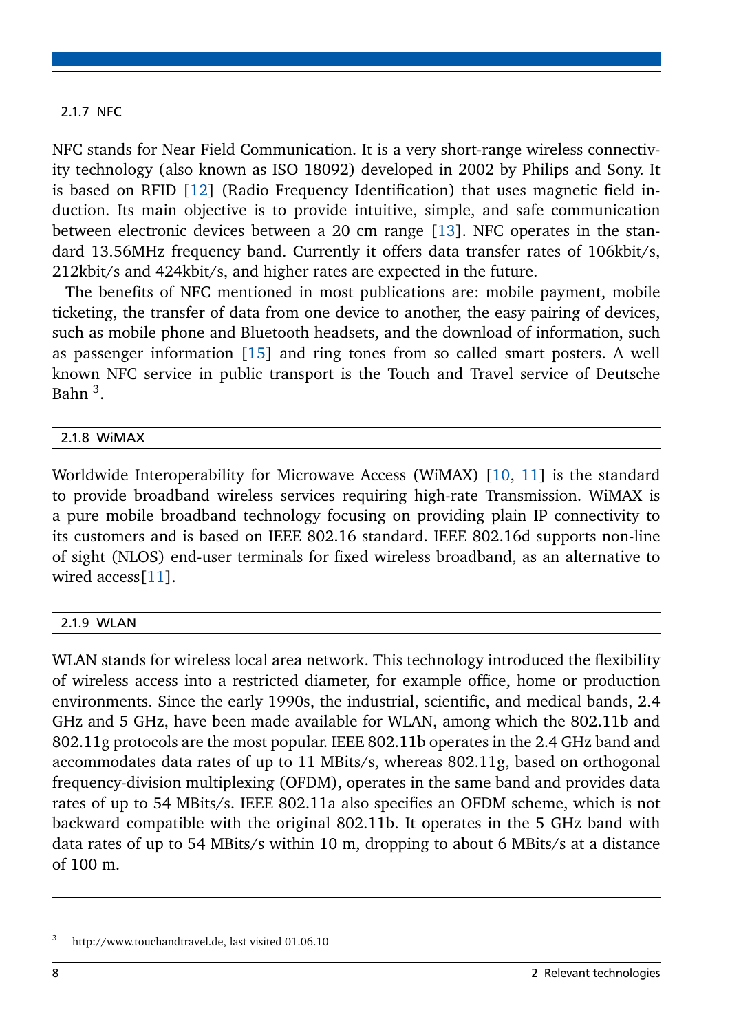### 2.1.7 NFC

NFC stands for Near Field Communication. It is a very short-range wireless connectivity technology (also known as ISO 18092) developed in 2002 by Philips and Sony. It is based on RFID [12] (Radio Frequency Identification) that uses magnetic field induction. Its main objective is to provide intuitive, simple, and safe communication between electronic devices between a 20 cm range [13]. NFC operates in the standard 13.56MHz frequency band. Currently it offers data transfer rates of 106kbit/s, 212kbit/s and 424kbit/s, and higher rates are expected in the future.

The benefits of NFC mentioned in most publications are: mobile payment, mobile ticketing, the transfer of data from one device to another, the easy pairing of devices, such as mobile phone and Bluetooth headsets, and the download of information, such as passenger information [15] and ring tones from so called smart posters. A well known NFC service in public transport is the Touch and Travel service of Deutsche Bahn [3].

### 2.1.8 WiMAX

Worldwide Interoperability for Microwave Access (WiMAX) [10, 11] is the standard to provide broadband wireless services requiring high-rate Transmission. WiMAX is a pure mobile broadband technology focusing on providing plain IP connectivity to its customers and is based on IEEE 802.16 standard. IEEE 802.16d supports non-line of sight (NLOS) end-user terminals for fixed wireless broadband, as an alternative to wired access[11].

### 2.1.9 WLAN

WLAN stands for wireless local area network. This technology introduced the flexibility of wireless access into a restricted diameter, for example office, home or production environments. Since the early 1990s, the industrial, scientific, and medical bands, 2.4 GHz and 5 GHz, have been made available for WLAN, among which the 802.11b and 802.11g protocols are the most popular. IEEE 802.11b operates in the 2.4 GHz band and accommodates data rates of up to 11 MBits/s, whereas 802.11g, based on orthogonal frequency-division multiplexing (OFDM), operates in the same band and provides data rates of up to 54 MBits/s. IEEE 802.11a also specifies an OFDM scheme, which is not backward compatible with the original 802.11b. It operates in the 5 GHz band with data rates of up to 54 MBits/s within 10 m, dropping to about 6 MBits/s at a distance of 100 m.

---

[3] http://www.touchandtravel.de, last visited 01.06.10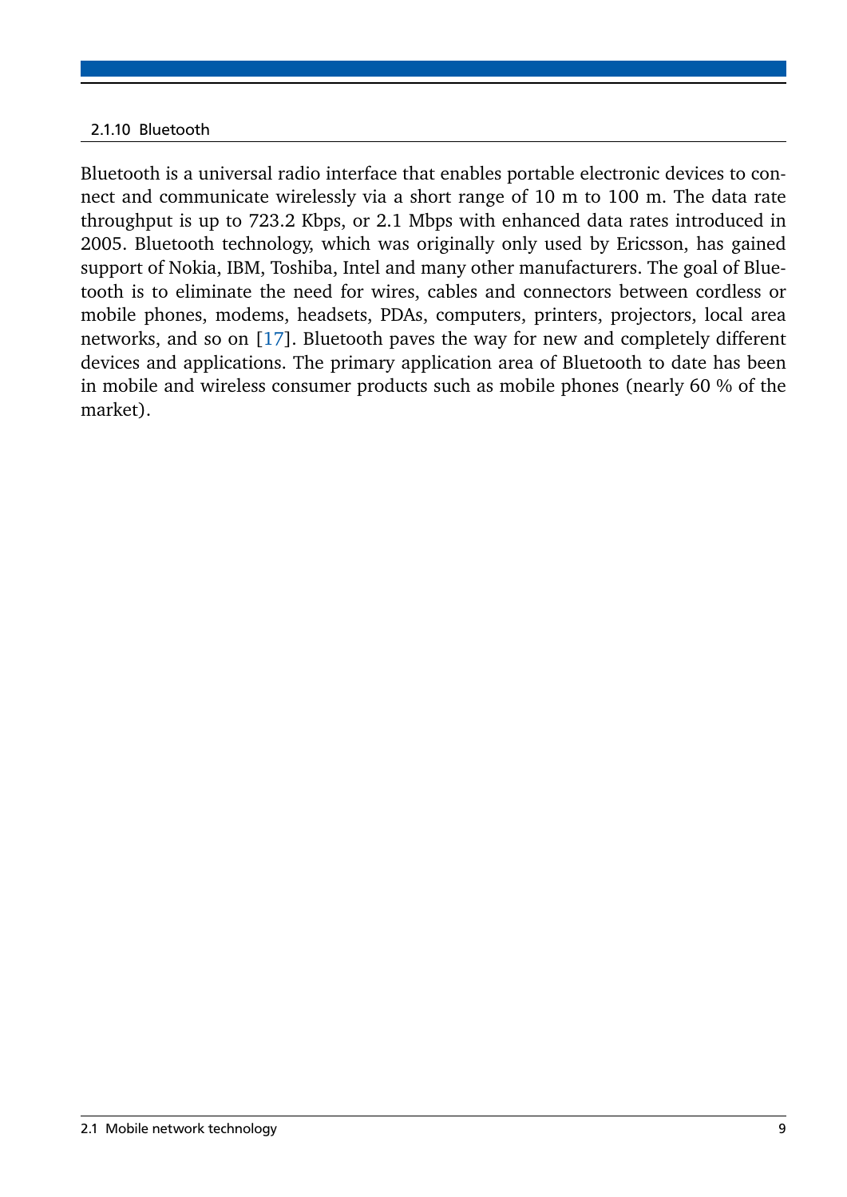### 2.1.10 Bluetooth

Bluetooth is a universal radio interface that enables portable electronic devices to connect and communicate wirelessly via a short range of 10 m to 100 m. The data rate throughput is up to 723.2 Kbps, or 2.1 Mbps with enhanced data rates introduced in 2005. Bluetooth technology, which was originally only used by Ericsson, has gained support of Nokia, IBM, Toshiba, Intel and many other manufacturers. The goal of Bluetooth is to eliminate the need for wires, cables and connectors between cordless or mobile phones, modems, headsets, PDAs, computers, printers, projectors, local area networks, and so on [17]. Bluetooth paves the way for new and completely different devices and applications. The primary application area of Bluetooth to date has been in mobile and wireless consumer products such as mobile phones (nearly 60 % of the market).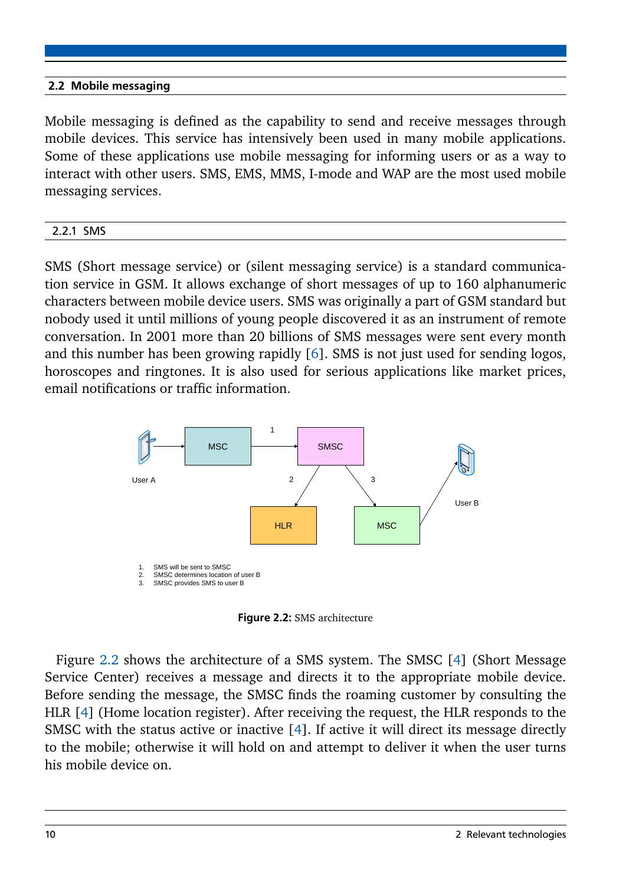## 2.2 Mobile messaging

Mobile messaging is defined as the capability to send and receive messages through mobile devices. This service has intensively been used in many mobile applications. Some of these applications use mobile messaging for informing users or as a way to interact with other users. SMS, EMS, MMS, I-mode and WAP are the most used mobile messaging services.

### 2.2.1 SMS

SMS (Short message service) or (silent messaging service) is a standard communication service in GSM. It allows exchange of short messages of up to 160 alphanumeric characters between mobile device users. SMS was originally a part of GSM standard but nobody used it until millions of young people discovered it as an instrument of remote conversation. In 2001 more than 20 billions of SMS messages were sent every month and this number has been growing rapidly [6]. SMS is not just used for sending logos, horoscopes and ringtones. It is also used for serious applications like market prices, email notifications or traffic information.

1. SMS will be sent to SMSC
2. SMSC determines location of user B
3. SMSC provides SMS to user B

**Figure 2.2:** SMS architecture

Figure 2.2 shows the architecture of a SMS system. The SMSC [4] (Short Message Service Center) receives a message and directs it to the appropriate mobile device. Before sending the message, the SMSC finds the roaming customer by consulting the HLR [4] (Home location register). After receiving the request, the HLR responds to the SMSC with the status active or inactive [4]. If active it will direct its message directly to the mobile; otherwise it will hold on and attempt to deliver it when the user turns his mobile device on.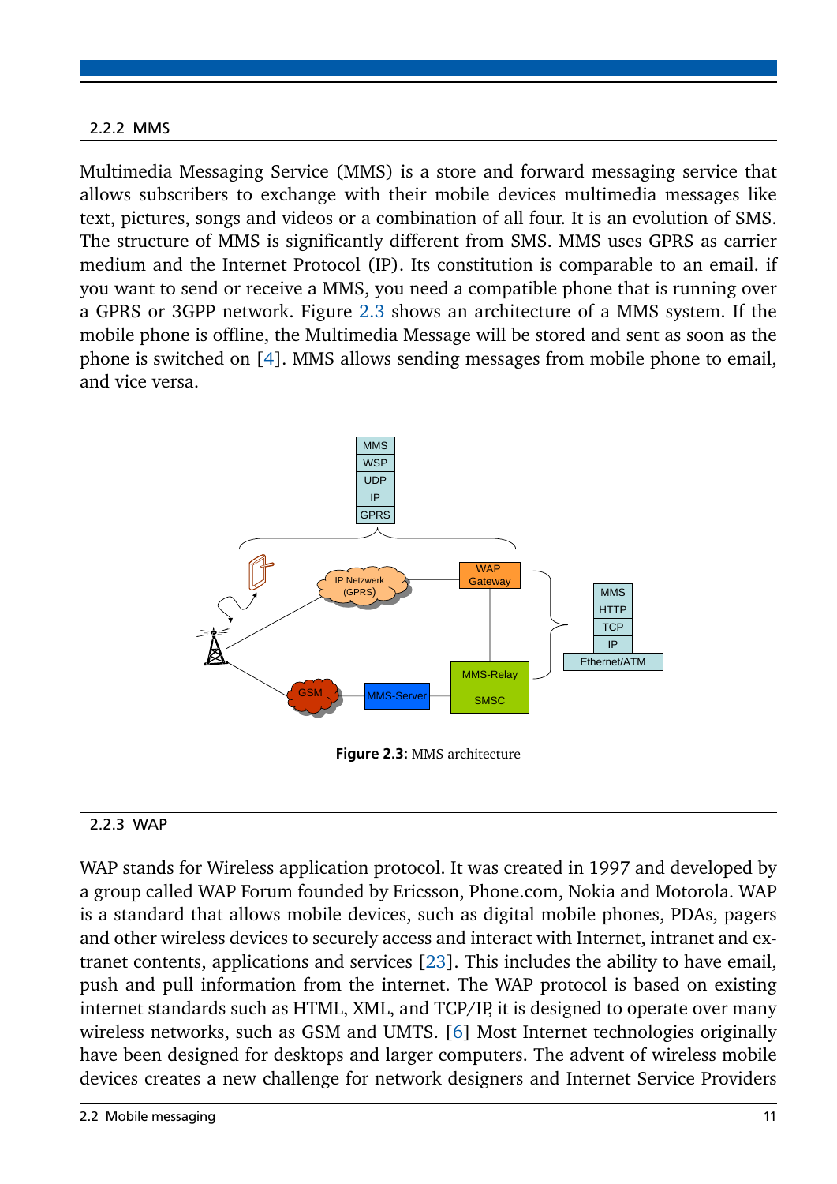### 2.2.2 MMS

Multimedia Messaging Service (MMS) is a store and forward messaging service that allows subscribers to exchange with their mobile devices multimedia messages like text, pictures, songs and videos or a combination of all four. It is an evolution of SMS. The structure of MMS is significantly different from SMS. MMS uses GPRS as carrier medium and the Internet Protocol (IP). Its constitution is comparable to an email. if you want to send or receive a MMS, you need a compatible phone that is running over a GPRS or 3GPP network. Figure 2.3 shows an architecture of a MMS system. If the mobile phone is offline, the Multimedia Message will be stored and sent as soon as the phone is switched on [4]. MMS allows sending messages from mobile phone to email, and vice versa.

**Figure 2.3:** MMS architecture

### 2.2.3 WAP

WAP stands for Wireless application protocol. It was created in 1997 and developed by a group called WAP Forum founded by Ericsson, Phone.com, Nokia and Motorola. WAP is a standard that allows mobile devices, such as digital mobile phones, PDAs, pagers and other wireless devices to securely access and interact with Internet, intranet and extranet contents, applications and services [23]. This includes the ability to have email, push and pull information from the internet. The WAP protocol is based on existing internet standards such as HTML, XML, and TCP/IP, it is designed to operate over many wireless networks, such as GSM and UMTS. [6] Most Internet technologies originally have been designed for desktops and larger computers. The advent of wireless mobile devices creates a new challenge for network designers and Internet Service Providers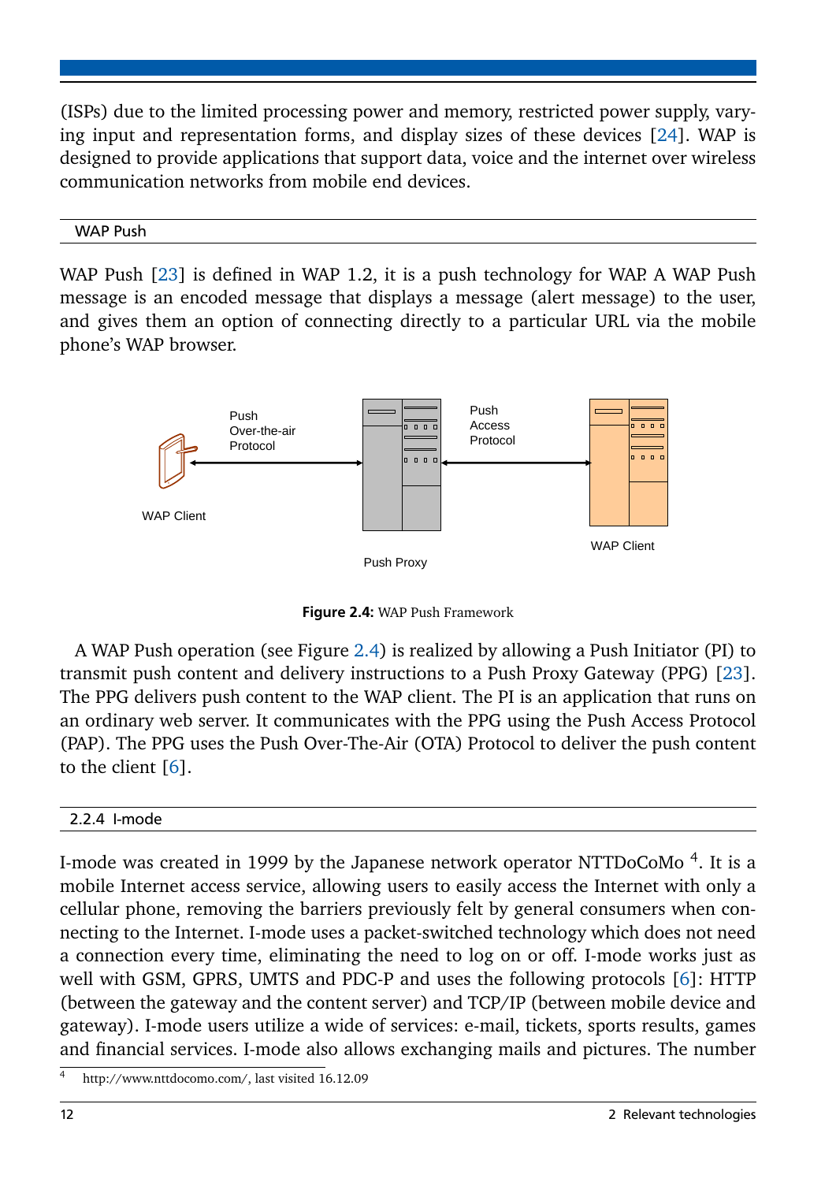(ISPs) due to the limited processing power and memory, restricted power supply, varying input and representation forms, and display sizes of these devices [24]. WAP is designed to provide applications that support data, voice and the internet over wireless communication networks from mobile end devices.

### WAP Push

WAP Push [23] is defined in WAP 1.2, it is a push technology for WAP. A WAP Push message is an encoded message that displays a message (alert message) to the user, and gives them an option of connecting directly to a particular URL via the mobile phone's WAP browser.

Push Over-the-air Protocol

Push Access Protocol

WAP Client

Push Proxy

WAP Client

**Figure 2.4:** WAP Push Framework

A WAP Push operation (see Figure 2.4) is realized by allowing a Push Initiator (PI) to transmit push content and delivery instructions to a Push Proxy Gateway (PPG) [23]. The PPG delivers push content to the WAP client. The PI is an application that runs on an ordinary web server. It communicates with the PPG using the Push Access Protocol (PAP). The PPG uses the Push Over-The-Air (OTA) Protocol to deliver the push content to the client [6].

## 2.2.4 I-mode

I-mode was created in 1999 by the Japanese network operator NTTDoCoMo [4]. It is a mobile Internet access service, allowing users to easily access the Internet with only a cellular phone, removing the barriers previously felt by general consumers when connecting to the Internet. I-mode uses a packet-switched technology which does not need a connection every time, eliminating the need to log on or off. I-mode works just as well with GSM, GPRS, UMTS and PDC-P and uses the following protocols [6]: HTTP (between the gateway and the content server) and TCP/IP (between mobile device and gateway). I-mode users utilize a wide of services: e-mail, tickets, sports results, games and financial services. I-mode also allows exchanging mails and pictures. The number

[4] http://www.nttdocomo.com/, last visited 16.12.09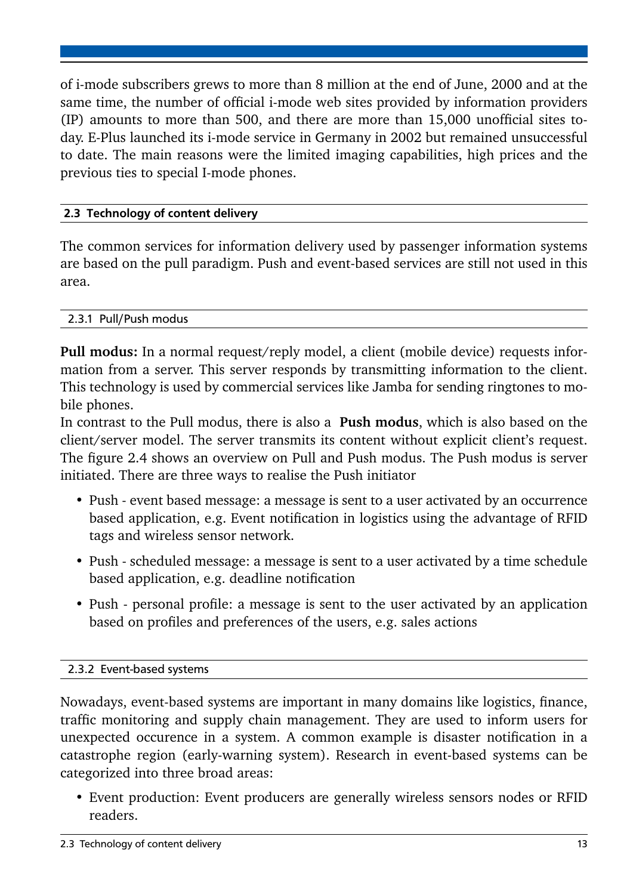of i-mode subscribers grews to more than 8 million at the end of June, 2000 and at the same time, the number of official i-mode web sites provided by information providers (IP) amounts to more than 500, and there are more than 15,000 unofficial sites today. E-Plus launched its i-mode service in Germany in 2002 but remained unsuccessful to date. The main reasons were the limited imaging capabilities, high prices and the previous ties to special I-mode phones.

## 2.3 Technology of content delivery

The common services for information delivery used by passenger information systems are based on the pull paradigm. Push and event-based services are still not used in this area.

### 2.3.1 Pull/Push modus

**Pull modus:** In a normal request/reply model, a client (mobile device) requests information from a server. This server responds by transmitting information to the client. This technology is used by commercial services like Jamba for sending ringtones to mobile phones.
In contrast to the Pull modus, there is also a **Push modus**, which is also based on the client/server model. The server transmits its content without explicit client's request. The figure 2.4 shows an overview on Pull and Push modus. The Push modus is server initiated. There are three ways to realise the Push initiator

- Push - event based message: a message is sent to a user activated by an occurrence based application, e.g. Event notification in logistics using the advantage of RFID tags and wireless sensor network.
- Push - scheduled message: a message is sent to a user activated by a time schedule based application, e.g. deadline notification
- Push - personal profile: a message is sent to the user activated by an application based on profiles and preferences of the users, e.g. sales actions

### 2.3.2 Event-based systems

Nowadays, event-based systems are important in many domains like logistics, finance, traffic monitoring and supply chain management. They are used to inform users for unexpected occurence in a system. A common example is disaster notification in a catastrophe region (early-warning system). Research in event-based systems can be categorized into three broad areas:

- Event production: Event producers are generally wireless sensors nodes or RFID readers.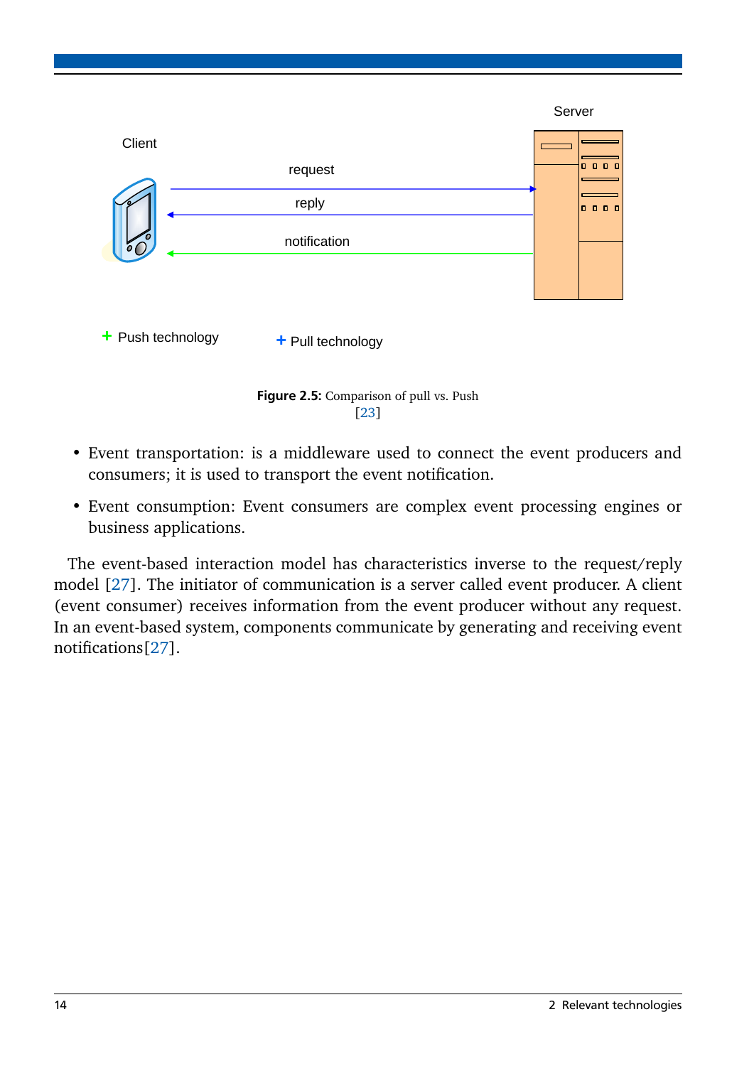Client

Server

request

reply

notification

+ Push technology

+ Pull technology

**Figure 2.5:** Comparison of pull vs. Push [23]

- Event transportation: is a middleware used to connect the event producers and consumers; it is used to transport the event notification.
- Event consumption: Event consumers are complex event processing engines or business applications.

The event-based interaction model has characteristics inverse to the request/reply model [27]. The initiator of communication is a server called event producer. A client (event consumer) receives information from the event producer without any request. In an event-based system, components communicate by generating and receiving event notifications[27].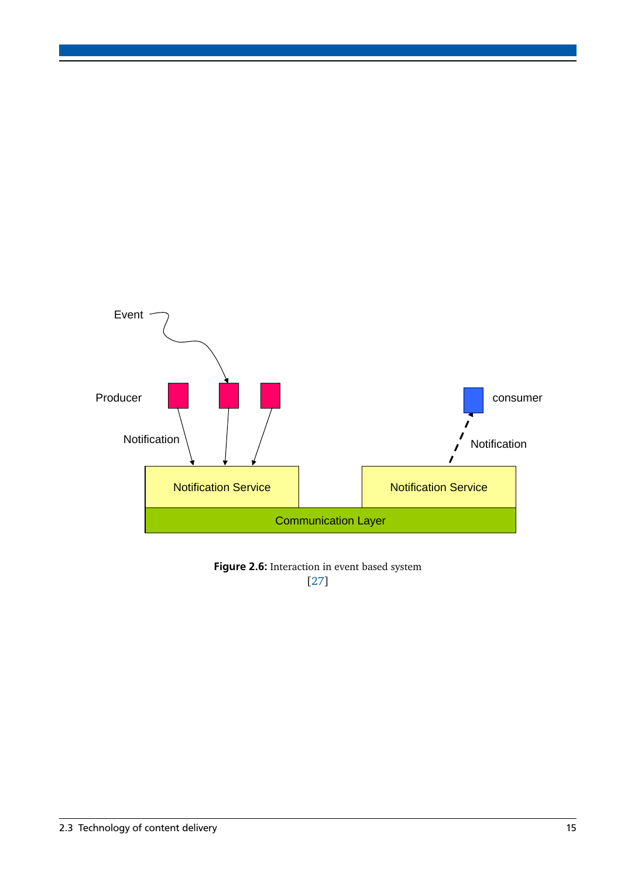Figure 2.6: Interaction in event based system [27]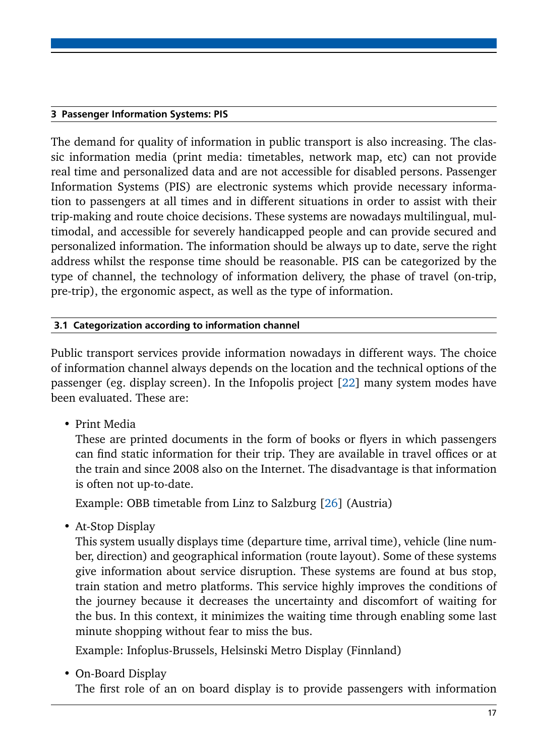## 3 Passenger Information Systems: PIS

The demand for quality of information in public transport is also increasing. The classic information media (print media: timetables, network map, etc) can not provide real time and personalized data and are not accessible for disabled persons. Passenger Information Systems (PIS) are electronic systems which provide necessary information to passengers at all times and in different situations in order to assist with their trip-making and route choice decisions. These systems are nowadays multilingual, multimodal, and accessible for severely handicapped people and can provide secured and personalized information. The information should be always up to date, serve the right address whilst the response time should be reasonable. PIS can be categorized by the type of channel, the technology of information delivery, the phase of travel (on-trip, pre-trip), the ergonomic aspect, as well as the type of information.

### 3.1 Categorization according to information channel

Public transport services provide information nowadays in different ways. The choice of information channel always depends on the location and the technical options of the passenger (eg. display screen). In the Infopolis project [22] many system modes have been evaluated. These are:

- Print Media

  These are printed documents in the form of books or flyers in which passengers can find static information for their trip. They are available in travel offices or at the train and since 2008 also on the Internet. The disadvantage is that information is often not up-to-date.

  Example: OBB timetable from Linz to Salzburg [26] (Austria)

- At-Stop Display

  This system usually displays time (departure time, arrival time), vehicle (line number, direction) and geographical information (route layout). Some of these systems give information about service disruption. These systems are found at bus stop, train station and metro platforms. This service highly improves the conditions of the journey because it decreases the uncertainty and discomfort of waiting for the bus. In this context, it minimizes the waiting time through enabling some last minute shopping without fear to miss the bus.

  Example: Infoplus-Brussels, Helsinki Metro Display (Finnland)

- On-Board Display

  The first role of an on board display is to provide passengers with information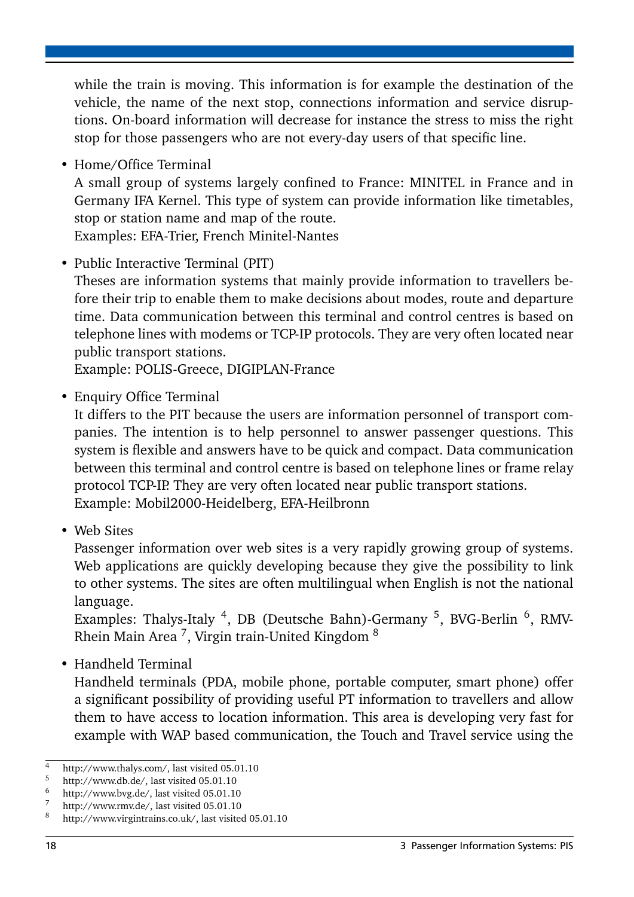while the train is moving. This information is for example the destination of the vehicle, the name of the next stop, connections information and service disruptions. On-board information will decrease for instance the stress to miss the right stop for those passengers who are not every-day users of that specific line.

- Home/Office Terminal
  A small group of systems largely confined to France: MINITEL in France and in Germany IFA Kernel. This type of system can provide information like timetables, stop or station name and map of the route.
  Examples: EFA-Trier, French Minitel-Nantes

- Public Interactive Terminal (PIT)
  Theses are information systems that mainly provide information to travellers before their trip to enable them to make decisions about modes, route and departure time. Data communication between this terminal and control centres is based on telephone lines with modems or TCP-IP protocols. They are very often located near public transport stations.
  Example: POLIS-Greece, DIGIPLAN-France

- Enquiry Office Terminal
  It differs to the PIT because the users are information personnel of transport companies. The intention is to help personnel to answer passenger questions. This system is flexible and answers have to be quick and compact. Data communication between this terminal and control centre is based on telephone lines or frame relay protocol TCP-IP. They are very often located near public transport stations.
  Example: Mobil2000-Heidelberg, EFA-Heilbronn

- Web Sites
  Passenger information over web sites is a very rapidly growing group of systems. Web applications are quickly developing because they give the possibility to link to other systems. The sites are often multilingual when English is not the national language.
  Examples: Thalys-Italy [4], DB (Deutsche Bahn)-Germany [5], BVG-Berlin [6], RMV-Rhein Main Area [7], Virgin train-United Kingdom [8]

- Handheld Terminal
  Handheld terminals (PDA, mobile phone, portable computer, smart phone) offer a significant possibility of providing useful PT information to travellers and allow them to have access to location information. This area is developing very fast for example with WAP based communication, the Touch and Travel service using the

[4] http://www.thalys.com/, last visited 05.01.10
[5] http://www.db.de/, last visited 05.01.10
[6] http://www.bvg.de/, last visited 05.01.10
[7] http://www.rmv.de/, last visited 05.01.10
[8] http://www.virgintrains.co.uk/, last visited 05.01.10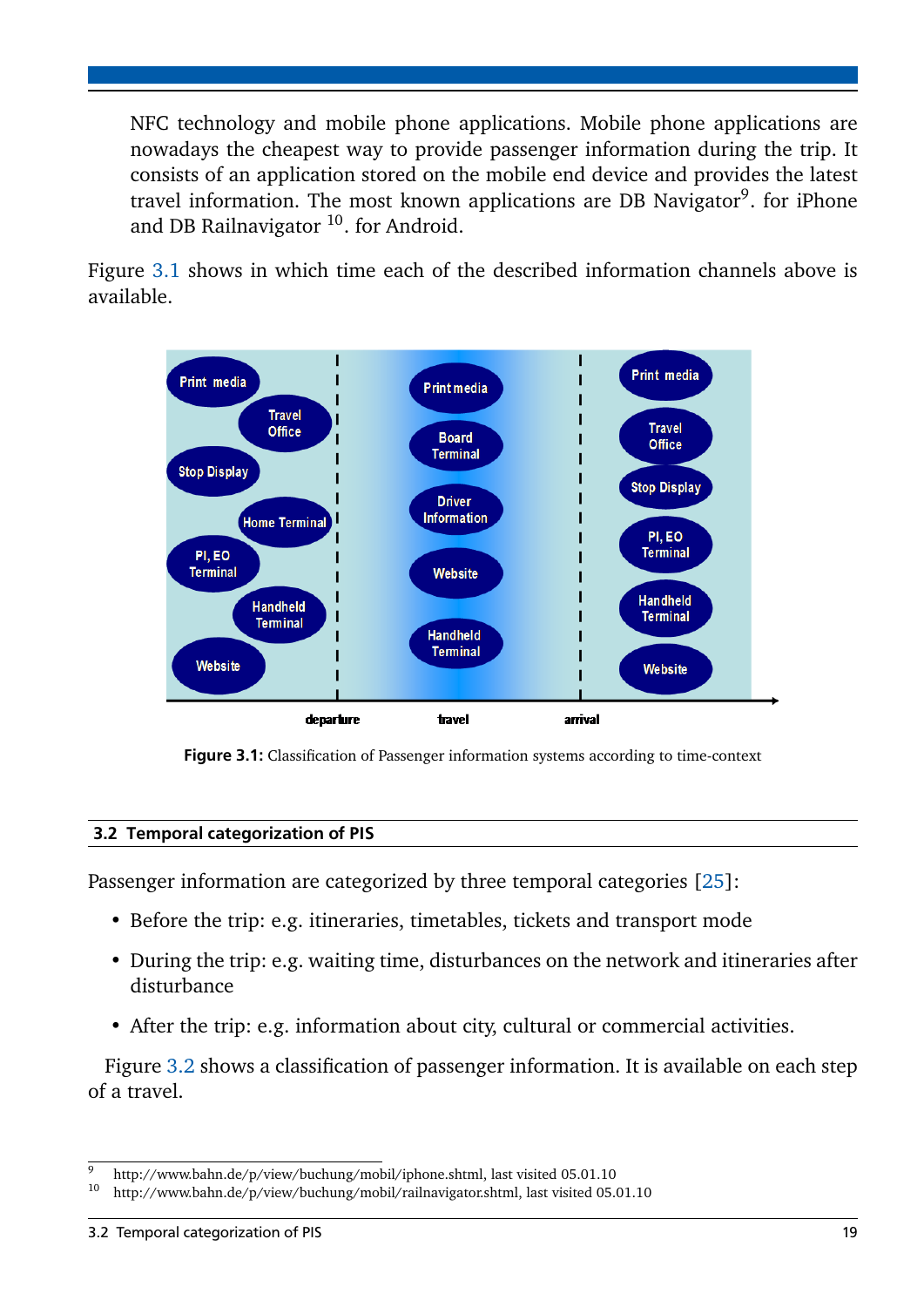NFC technology and mobile phone applications. Mobile phone applications are nowadays the cheapest way to provide passenger information during the trip. It consists of an application stored on the mobile end device and provides the latest travel information. The most known applications are DB Navigator[9]. for iPhone and DB Railnavigator [10]. for Android.

Figure 3.1 shows in which time each of the described information channels above is available.

**Figure 3.1:** Classification of Passenger information systems according to time-context

## 3.2 Temporal categorization of PIS

Passenger information are categorized by three temporal categories [25]:

- Before the trip: e.g. itineraries, timetables, tickets and transport mode
- During the trip: e.g. waiting time, disturbances on the network and itineraries after disturbance
- After the trip: e.g. information about city, cultural or commercial activities.

Figure 3.2 shows a classification of passenger information. It is available on each step of a travel.

[9] http://www.bahn.de/p/view/buchung/mobil/iphone.shtml, last visited 05.01.10
[10] http://www.bahn.de/p/view/buchung/mobil/railnavigator.shtml, last visited 05.01.10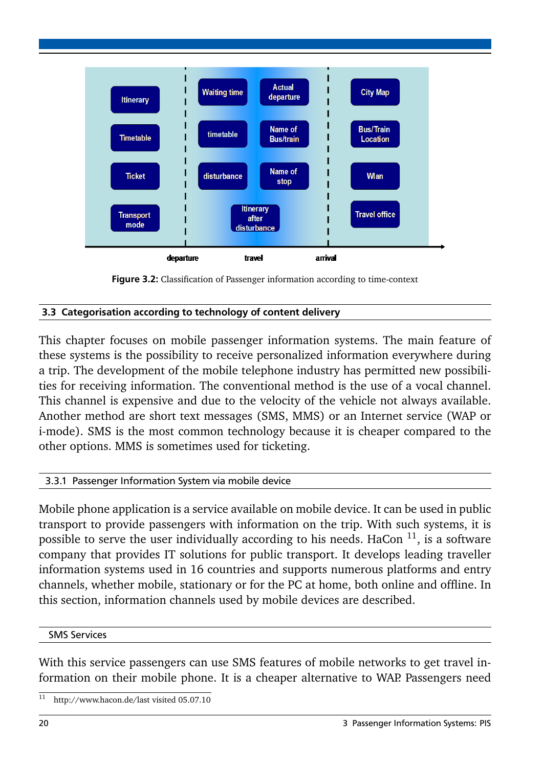| Itinerary | Waiting time | Actual departure | City Map |
|---|---|---|---|
| Timetable | timetable | Name of Bus/train | Bus/Train Location |
| Ticket | disturbance | Name of stop | Wlan |
| Transport mode | Itinerary after disturbance | | Travel office |
| **departure** | **travel** | **arrival** | |

**Figure 3.2:** Classification of Passenger information according to time-context

## 3.3 Categorisation according to technology of content delivery

This chapter focuses on mobile passenger information systems. The main feature of these systems is the possibility to receive personalized information everywhere during a trip. The development of the mobile telephone industry has permitted new possibilities for receiving information. The conventional method is the use of a vocal channel. This channel is expensive and due to the velocity of the vehicle not always available. Another method are short text messages (SMS, MMS) or an Internet service (WAP or i-mode). SMS is the most common technology because it is cheaper compared to the other options. MMS is sometimes used for ticketing.

### 3.3.1 Passenger Information System via mobile device

Mobile phone application is a service available on mobile device. It can be used in public transport to provide passengers with information on the trip. With such systems, it is possible to serve the user individually according to his needs. HaCon [11], is a software company that provides IT solutions for public transport. It develops leading traveller information systems used in 16 countries and supports numerous platforms and entry channels, whether mobile, stationary or for the PC at home, both online and offline. In this section, information channels used by mobile devices are described.

#### SMS Services

With this service passengers can use SMS features of mobile networks to get travel information on their mobile phone. It is a cheaper alternative to WAP. Passengers need

[11] http://www.hacon.de/last visited 05.07.10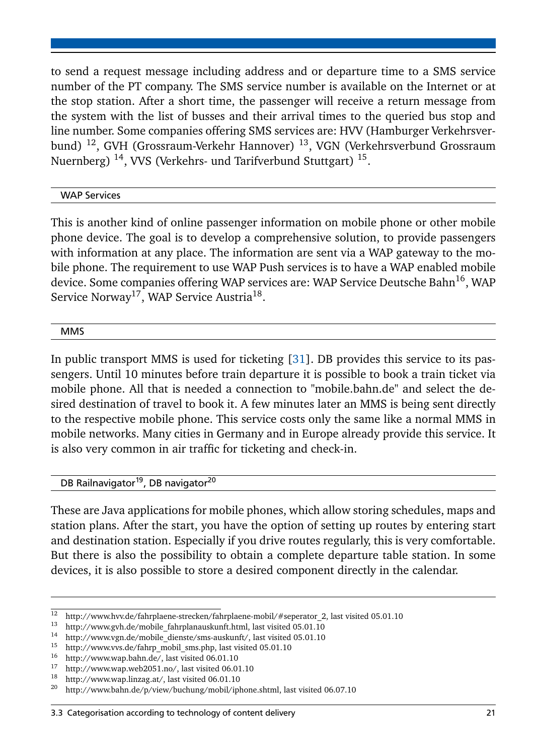to send a request message including address and or departure time to a SMS service number of the PT company. The SMS service number is available on the Internet or at the stop station. After a short time, the passenger will receive a return message from the system with the list of busses and their arrival times to the queried bus stop and line number. Some companies offering SMS services are: HVV (Hamburger Verkehrsverbund) [12], GVH (Grossraum-Verkehr Hannover) [13], VGN (Verkehrsverbund Grossraum Nuernberg) [14], VVS (Verkehrs- und Tarifverbund Stuttgart) [15].

#### WAP Services

This is another kind of online passenger information on mobile phone or other mobile phone device. The goal is to develop a comprehensive solution, to provide passengers with information at any place. The information are sent via a WAP gateway to the mobile phone. The requirement to use WAP Push services is to have a WAP enabled mobile device. Some companies offering WAP services are: WAP Service Deutsche Bahn[16], WAP Service Norway[17], WAP Service Austria[18].

#### MMS

In public transport MMS is used for ticketing [31]. DB provides this service to its passengers. Until 10 minutes before train departure it is possible to book a train ticket via mobile phone. All that is needed a connection to "mobile.bahn.de" and select the desired destination of travel to book it. A few minutes later an MMS is being sent directly to the respective mobile phone. This service costs only the same like a normal MMS in mobile networks. Many cities in Germany and in Europe already provide this service. It is also very common in air traffic for ticketing and check-in.

#### DB Railnavigator[19], DB navigator[20]

These are Java applications for mobile phones, which allow storing schedules, maps and station plans. After the start, you have the option of setting up routes by entering start and destination station. Especially if you drive routes regularly, this is very comfortable. But there is also the possibility to obtain a complete departure table station. In some devices, it is also possible to store a desired component directly in the calendar.

---

[12] http://www.hvv.de/fahrplaene-strecken/fahrplaene-mobil/#seperator_2, last visited 05.01.10

[13] http://www.gvh.de/mobile_fahrplanauskunft.html, last visited 05.01.10

[14] http://www.vgn.de/mobile_dienste/sms-auskunft/, last visited 05.01.10

[15] http://www.vvs.de/fahrp_mobil_sms.php, last visited 05.01.10

[16] http://www.wap.bahn.de/, last visited 06.01.10

[17] http://www.wap.web2051.no/, last visited 06.01.10

[18] http://www.wap.linzag.at/, last visited 06.01.10

[20] http://www.bahn.de/p/view/buchung/mobil/iphone.shtml, last visited 06.07.10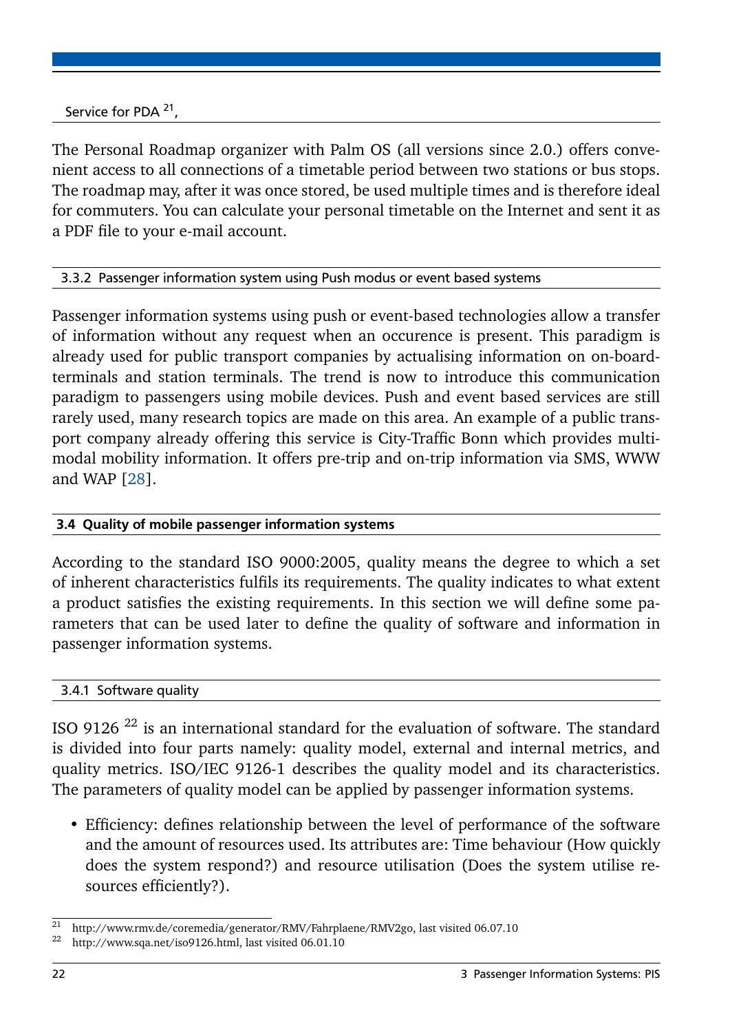Service for PDA [21],

The Personal Roadmap organizer with Palm OS (all versions since 2.0.) offers convenient access to all connections of a timetable period between two stations or bus stops. The roadmap may, after it was once stored, be used multiple times and is therefore ideal for commuters. You can calculate your personal timetable on the Internet and sent it as a PDF file to your e-mail account.

### 3.3.2 Passenger information system using Push modus or event based systems

Passenger information systems using push or event-based technologies allow a transfer of information without any request when an occurence is present. This paradigm is already used for public transport companies by actualising information on on-board-terminals and station terminals. The trend is now to introduce this communication paradigm to passengers using mobile devices. Push and event based services are still rarely used, many research topics are made on this area. An example of a public transport company already offering this service is City-Traffic Bonn which provides multimodal mobility information. It offers pre-trip and on-trip information via SMS, WWW and WAP [28].

## 3.4 Quality of mobile passenger information systems

According to the standard ISO 9000:2005, quality means the degree to which a set of inherent characteristics fulfils its requirements. The quality indicates to what extent a product satisfies the existing requirements. In this section we will define some parameters that can be used later to define the quality of software and information in passenger information systems.

### 3.4.1 Software quality

ISO 9126 [22] is an international standard for the evaluation of software. The standard is divided into four parts namely: quality model, external and internal metrics, and quality metrics. ISO/IEC 9126-1 describes the quality model and its characteristics. The parameters of quality model can be applied by passenger information systems.

- Efficiency: defines relationship between the level of performance of the software and the amount of resources used. Its attributes are: Time behaviour (How quickly does the system respond?) and resource utilisation (Does the system utilise resources efficiently?).

[21] http://www.rmv.de/coremedia/generator/RMV/Fahrplaene/RMV2go, last visited 06.07.10

[22] http://www.sqa.net/iso9126.html, last visited 06.01.10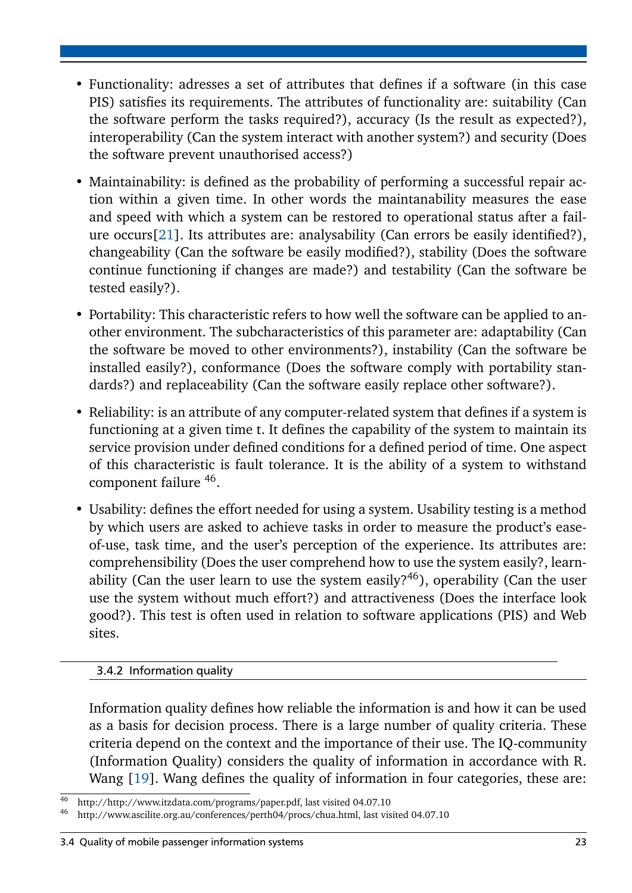- Functionality: adresses a set of attributes that defines if a software (in this case PIS) satisfies its requirements. The attributes of functionality are: suitability (Can the software perform the tasks required?), accuracy (Is the result as expected?), interoperability (Can the system interact with another system?) and security (Does the software prevent unauthorised access?)

- Maintainability: is defined as the probability of performing a successful repair action within a given time. In other words the maintanability measures the ease and speed with which a system can be restored to operational status after a failure occurs[21]. Its attributes are: analysability (Can errors be easily identified?), changeability (Can the software be easily modified?), stability (Does the software continue functioning if changes are made?) and testability (Can the software be tested easily?).

- Portability: This characteristic refers to how well the software can be applied to another environment. The subcharacteristics of this parameter are: adaptability (Can the software be moved to other environments?), instability (Can the software be installed easily?), conformance (Does the software comply with portability standards?) and replaceability (Can the software easily replace other software?).

- Reliability: is an attribute of any computer-related system that defines if a system is functioning at a given time t. It defines the capability of the system to maintain its service provision under defined conditions for a defined period of time. One aspect of this characteristic is fault tolerance. It is the ability of a system to withstand component failure [46].

- Usability: defines the effort needed for using a system. Usability testing is a method by which users are asked to achieve tasks in order to measure the product's ease-of-use, task time, and the user's perception of the experience. Its attributes are: comprehensibility (Does the user comprehend how to use the system easily?, learnability (Can the user learn to use the system easily?[46]), operability (Can the user use the system without much effort?) and attractiveness (Does the interface look good?). This test is often used in relation to software applications (PIS) and Web sites.

### 3.4.2 Information quality

Information quality defines how reliable the information is and how it can be used as a basis for decision process. There is a large number of quality criteria. These criteria depend on the context and the importance of their use. The IQ-community (Information Quality) considers the quality of information in accordance with R. Wang [19]. Wang defines the quality of information in four categories, these are:

[46] http://http://www.itzdata.com/programs/paper.pdf, last visited 04.07.10

[46] http://www.ascilite.org.au/conferences/perth04/procs/chua.html, last visited 04.07.10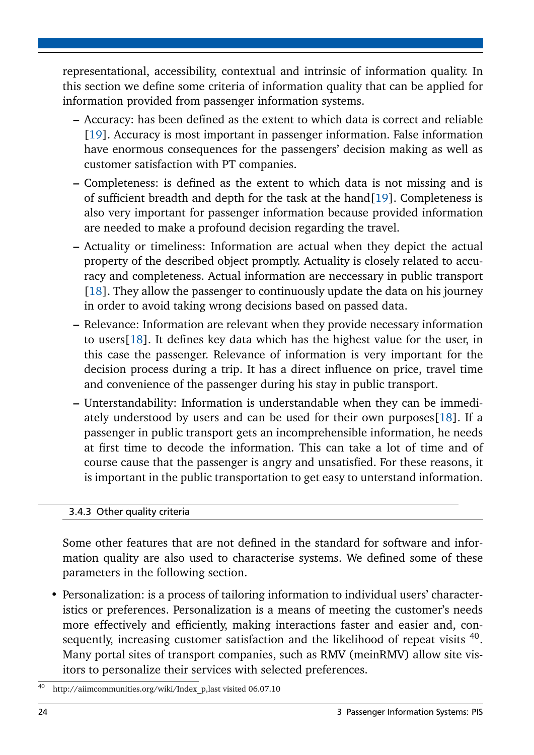representational, accessibility, contextual and intrinsic of information quality. In this section we define some criteria of information quality that can be applied for information provided from passenger information systems.

- Accuracy: has been defined as the extent to which data is correct and reliable [19]. Accuracy is most important in passenger information. False information have enormous consequences for the passengers' decision making as well as customer satisfaction with PT companies.
- Completeness: is defined as the extent to which data is not missing and is of sufficient breadth and depth for the task at the hand[19]. Completeness is also very important for passenger information because provided information are needed to make a profound decision regarding the travel.
- Actuality or timeliness: Information are actual when they depict the actual property of the described object promptly. Actuality is closely related to accuracy and completeness. Actual information are neccessary in public transport [18]. They allow the passenger to continuously update the data on his journey in order to avoid taking wrong decisions based on passed data.
- Relevance: Information are relevant when they provide necessary information to users[18]. It defines key data which has the highest value for the user, in this case the passenger. Relevance of information is very important for the decision process during a trip. It has a direct influence on price, travel time and convenience of the passenger during his stay in public transport.
- Unterstandability: Information is understandable when they can be immediately understood by users and can be used for their own purposes[18]. If a passenger in public transport gets an incomprehensible information, he needs at first time to decode the information. This can take a lot of time and of course cause that the passenger is angry and unsatisfied. For these reasons, it is important in the public transportation to get easy to unterstand information.

### 3.4.3 Other quality criteria

Some other features that are not defined in the standard for software and information quality are also used to characterise systems. We defined some of these parameters in the following section.

- Personalization: is a process of tailoring information to individual users' characteristics or preferences. Personalization is a means of meeting the customer's needs more effectively and efficiently, making interactions faster and easier and, consequently, increasing customer satisfaction and the likelihood of repeat visits [40]. Many portal sites of transport companies, such as RMV (meinRMV) allow site visitors to personalize their services with selected preferences.

[40] http://aiimcommunities.org/wiki/Index_p,last visited 06.07.10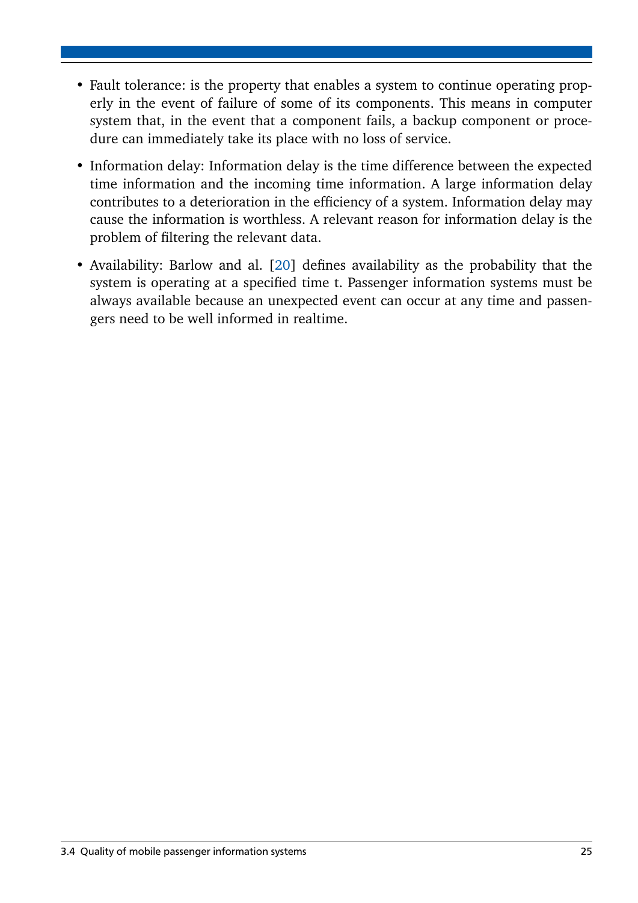- Fault tolerance: is the property that enables a system to continue operating properly in the event of failure of some of its components. This means in computer system that, in the event that a component fails, a backup component or procedure can immediately take its place with no loss of service.
- Information delay: Information delay is the time difference between the expected time information and the incoming time information. A large information delay contributes to a deterioration in the efficiency of a system. Information delay may cause the information is worthless. A relevant reason for information delay is the problem of filtering the relevant data.
- Availability: Barlow and al. [20] defines availability as the probability that the system is operating at a specified time t. Passenger information systems must be always available because an unexpected event can occur at any time and passengers need to be well informed in realtime.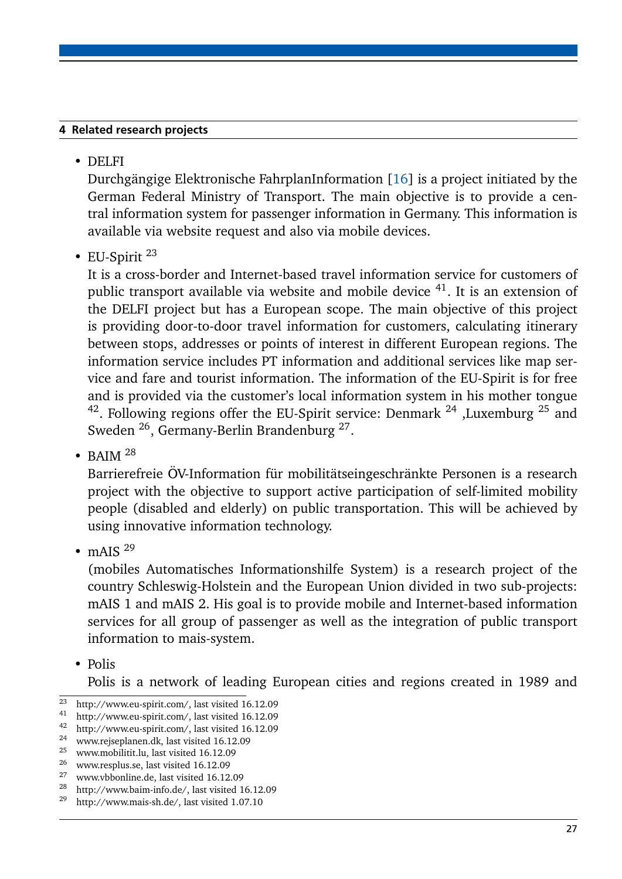- DELFI

  Durchgängige Elektronische FahrplanInformation [16] is a project initiated by the German Federal Ministry of Transport. The main objective is to provide a central information system for passenger information in Germany. This information is available via website request and also via mobile devices.

- EU-Spirit [23]

  It is a cross-border and Internet-based travel information service for customers of public transport available via website and mobile device [41]. It is an extension of the DELFI project but has a European scope. The main objective of this project is providing door-to-door travel information for customers, calculating itinerary between stops, addresses or points of interest in different European regions. The information service includes PT information and additional services like map service and fare and tourist information. The information of the EU-Spirit is for free and is provided via the customer's local information system in his mother tongue [42]. Following regions offer the EU-Spirit service: Denmark [24] ,Luxemburg [25] and Sweden [26], Germany-Berlin Brandenburg [27].

- BAIM [28]

  Barrierefreie ÖV-Information für mobilitätseingeschränkte Personen is a research project with the objective to support active participation of self-limited mobility people (disabled and elderly) on public transportation. This will be achieved by using innovative information technology.

- mAIS [29]

  (mobiles Automatisches Informationshilfe System) is a research project of the country Schleswig-Holstein and the European Union divided in two sub-projects: mAIS 1 and mAIS 2. His goal is to provide mobile and Internet-based information services for all group of passenger as well as the integration of public transport information to mais-system.

- Polis

  Polis is a network of leading European cities and regions created in 1989 and

---

[23] http://www.eu-spirit.com/, last visited 16.12.09
[41] http://www.eu-spirit.com/, last visited 16.12.09
[42] http://www.eu-spirit.com/, last visited 16.12.09
[24] www.rejseplanen.dk, last visited 16.12.09
[25] www.mobilitit.lu, last visited 16.12.09
[26] www.resplus.se, last visited 16.12.09
[27] www.vbbonline.de, last visited 16.12.09
[28] http://www.baim-info.de/, last visited 16.12.09
[29] http://www.mais-sh.de/, last visited 1.07.10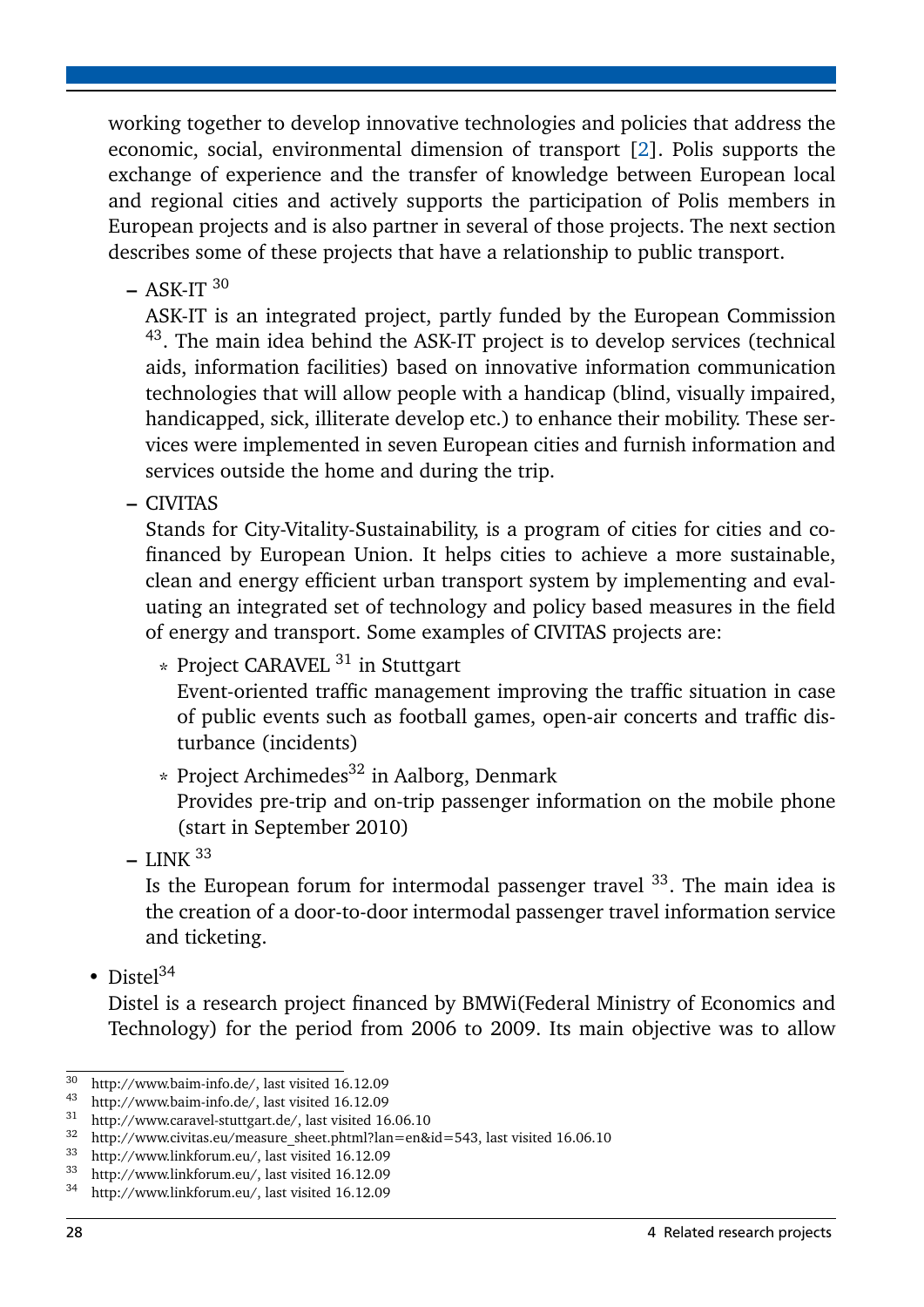working together to develop innovative technologies and policies that address the economic, social, environmental dimension of transport [2]. Polis supports the exchange of experience and the transfer of knowledge between European local and regional cities and actively supports the participation of Polis members in European projects and is also partner in several of those projects. The next section describes some of these projects that have a relationship to public transport.

- ASK-IT [30]

  ASK-IT is an integrated project, partly funded by the European Commission [43]. The main idea behind the ASK-IT project is to develop services (technical aids, information facilities) based on innovative information communication technologies that will allow people with a handicap (blind, visually impaired, handicapped, sick, illiterate develop etc.) to enhance their mobility. These services were implemented in seven European cities and furnish information and services outside the home and during the trip.

- CIVITAS

  Stands for City-Vitality-Sustainability, is a program of cities for cities and co-financed by European Union. It helps cities to achieve a more sustainable, clean and energy efficient urban transport system by implementing and evaluating an integrated set of technology and policy based measures in the field of energy and transport. Some examples of CIVITAS projects are:

  - Project CARAVEL [31] in Stuttgart

    Event-oriented traffic management improving the traffic situation in case of public events such as football games, open-air concerts and traffic disturbance (incidents)

  - Project Archimedes[32] in Aalborg, Denmark

    Provides pre-trip and on-trip passenger information on the mobile phone (start in September 2010)

- LINK [33]

  Is the European forum for intermodal passenger travel [33]. The main idea is the creation of a door-to-door intermodal passenger travel information service and ticketing.

- Distel[34]

  Distel is a research project financed by BMWi(Federal Ministry of Economics and Technology) for the period from 2006 to 2009. Its main objective was to allow

---

[30] http://www.baim-info.de/, last visited 16.12.09

[43] http://www.baim-info.de/, last visited 16.12.09

[31] http://www.caravel-stuttgart.de/, last visited 16.06.10

[32] http://www.civitas.eu/measure_sheet.phtml?lan=en&id=543, last visited 16.06.10

[33] http://www.linkforum.eu/, last visited 16.12.09

[33] http://www.linkforum.eu/, last visited 16.12.09

[34] http://www.linkforum.eu/, last visited 16.12.09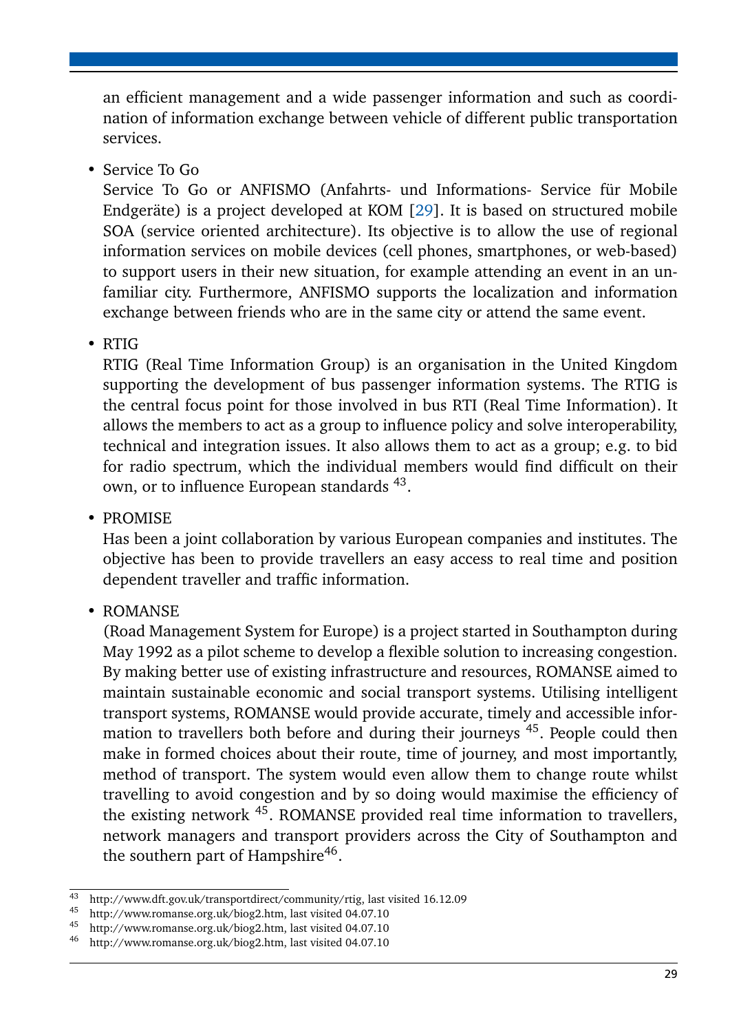an efficient management and a wide passenger information and such as coordination of information exchange between vehicle of different public transportation services.

- Service To Go

  Service To Go or ANFISMO (Anfahrts- und Informations- Service für Mobile Endgeräte) is a project developed at KOM [29]. It is based on structured mobile SOA (service oriented architecture). Its objective is to allow the use of regional information services on mobile devices (cell phones, smartphones, or web-based) to support users in their new situation, for example attending an event in an unfamiliar city. Furthermore, ANFISMO supports the localization and information exchange between friends who are in the same city or attend the same event.

- RTIG

  RTIG (Real Time Information Group) is an organisation in the United Kingdom supporting the development of bus passenger information systems. The RTIG is the central focus point for those involved in bus RTI (Real Time Information). It allows the members to act as a group to influence policy and solve interoperability, technical and integration issues. It also allows them to act as a group; e.g. to bid for radio spectrum, which the individual members would find difficult on their own, or to influence European standards [43].

- PROMISE

  Has been a joint collaboration by various European companies and institutes. The objective has been to provide travellers an easy access to real time and position dependent traveller and traffic information.

- ROMANSE

  (Road Management System for Europe) is a project started in Southampton during May 1992 as a pilot scheme to develop a flexible solution to increasing congestion. By making better use of existing infrastructure and resources, ROMANSE aimed to maintain sustainable economic and social transport systems. Utilising intelligent transport systems, ROMANSE would provide accurate, timely and accessible information to travellers both before and during their journeys [45]. People could then make in formed choices about their route, time of journey, and most importantly, method of transport. The system would even allow them to change route whilst travelling to avoid congestion and by so doing would maximise the efficiency of the existing network [45]. ROMANSE provided real time information to travellers, network managers and transport providers across the City of Southampton and the southern part of Hampshire[46].

---

[43] http://www.dft.gov.uk/transportdirect/community/rtig, last visited 16.12.09
[45] http://www.romanse.org.uk/biog2.htm, last visited 04.07.10
[45] http://www.romanse.org.uk/biog2.htm, last visited 04.07.10
[46] http://www.romanse.org.uk/biog2.htm, last visited 04.07.10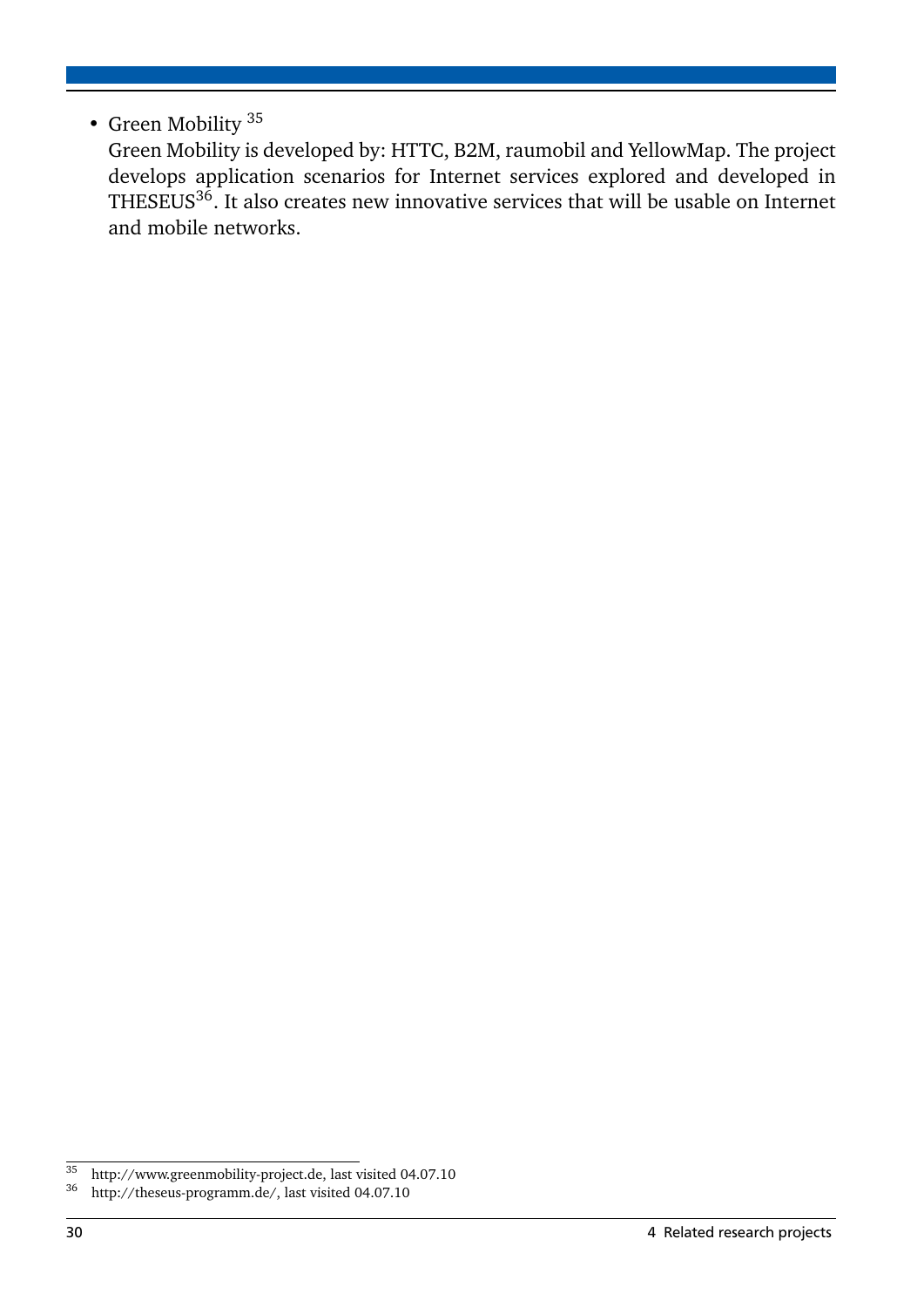- Green Mobility [35]

  Green Mobility is developed by: HTTC, B2M, raumobil and YellowMap. The project develops application scenarios for Internet services explored and developed in THESEUS[36]. It also creates new innovative services that will be usable on Internet and mobile networks.

[35] http://www.greenmobility-project.de, last visited 04.07.10

[36] http://theseus-programm.de/, last visited 04.07.10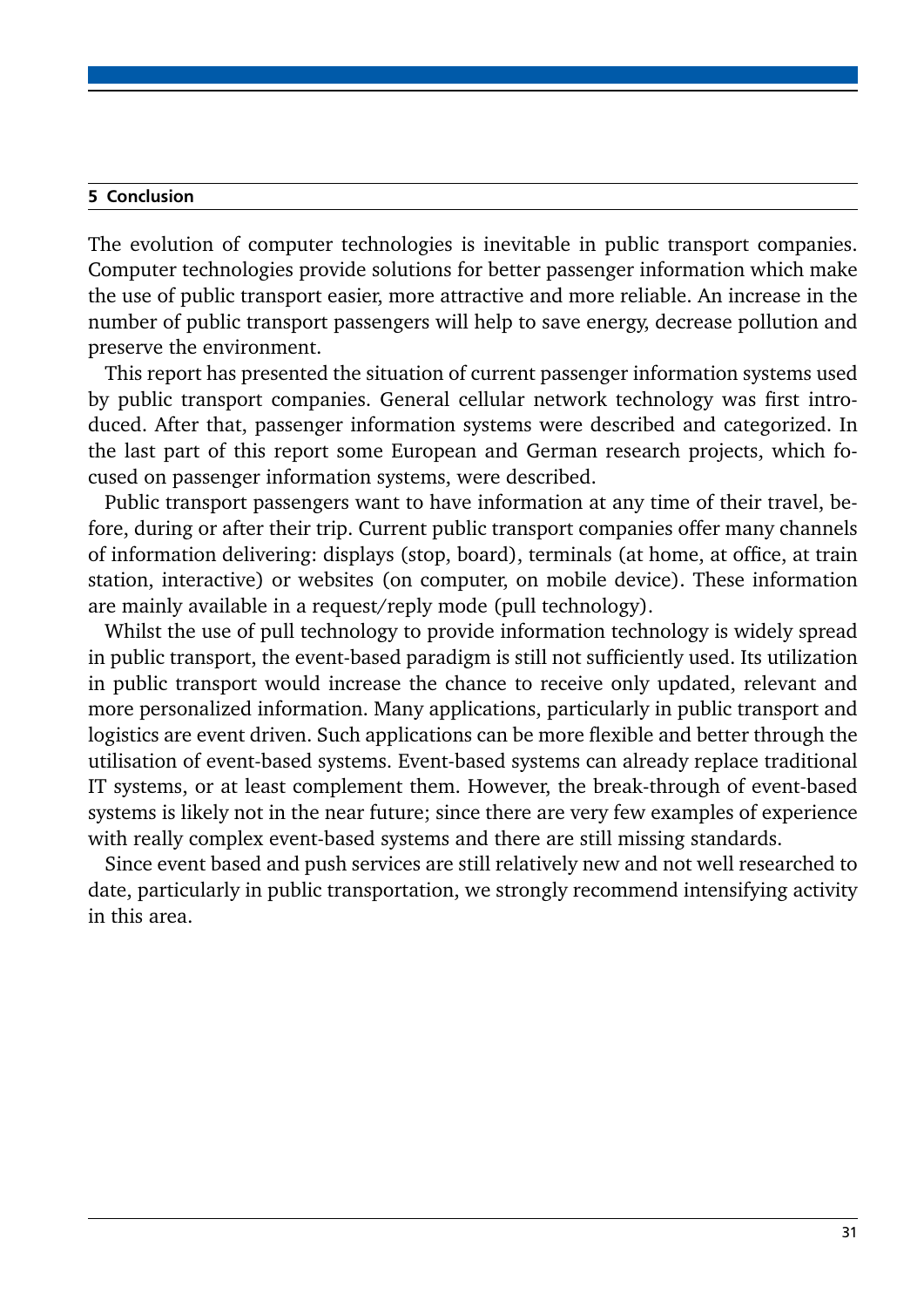## 5 Conclusion

The evolution of computer technologies is inevitable in public transport companies. Computer technologies provide solutions for better passenger information which make the use of public transport easier, more attractive and more reliable. An increase in the number of public transport passengers will help to save energy, decrease pollution and preserve the environment.

This report has presented the situation of current passenger information systems used by public transport companies. General cellular network technology was first introduced. After that, passenger information systems were described and categorized. In the last part of this report some European and German research projects, which focused on passenger information systems, were described.

Public transport passengers want to have information at any time of their travel, before, during or after their trip. Current public transport companies offer many channels of information delivering: displays (stop, board), terminals (at home, at office, at train station, interactive) or websites (on computer, on mobile device). These information are mainly available in a request/reply mode (pull technology).

Whilst the use of pull technology to provide information technology is widely spread in public transport, the event-based paradigm is still not sufficiently used. Its utilization in public transport would increase the chance to receive only updated, relevant and more personalized information. Many applications, particularly in public transport and logistics are event driven. Such applications can be more flexible and better through the utilisation of event-based systems. Event-based systems can already replace traditional IT systems, or at least complement them. However, the break-through of event-based systems is likely not in the near future; since there are very few examples of experience with really complex event-based systems and there are still missing standards.

Since event based and push services are still relatively new and not well researched to date, particularly in public transportation, we strongly recommend intensifying activity in this area.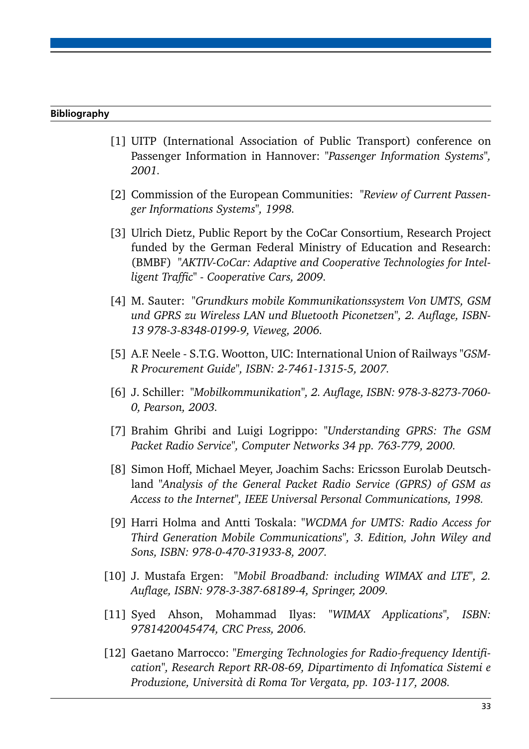## Bibliography

[1] UITP (International Association of Public Transport) conference on Passenger Information in Hannover: "*Passenger Information Systems*", *2001*.

[2] Commission of the European Communities: "*Review of Current Passenger Informations Systems*", *1998*.

[3] Ulrich Dietz, Public Report by the CoCar Consortium, Research Project funded by the German Federal Ministry of Education and Research: (BMBF) "*AKTIV-CoCar: Adaptive and Cooperative Technologies for Intelligent Traffic*" *- Cooperative Cars, 2009*.

[4] M. Sauter: "*Grundkurs mobile Kommunikationssystem Von UMTS, GSM und GPRS zu Wireless LAN und Bluetooth Piconetzen*", *2. Auflage, ISBN-13 978-3-8348-0199-9, Vieweg, 2006*.

[5] A.F. Neele - S.T.G. Wootton, UIC: International Union of Railways "*GSM-R Procurement Guide*", *ISBN: 2-7461-1315-5, 2007*.

[6] J. Schiller: "*Mobilkommunikation*", *2. Auflage, ISBN: 978-3-8273-7060-0, Pearson, 2003*.

[7] Brahim Ghribi and Luigi Logrippo: "*Understanding GPRS: The GSM Packet Radio Service*", *Computer Networks 34 pp. 763-779, 2000*.

[8] Simon Hoff, Michael Meyer, Joachim Sachs: Ericsson Eurolab Deutschland "*Analysis of the General Packet Radio Service (GPRS) of GSM as Access to the Internet*", *IEEE Universal Personal Communications, 1998*.

[9] Harri Holma and Antti Toskala: "*WCDMA for UMTS: Radio Access for Third Generation Mobile Communications*", *3. Edition, John Wiley and Sons, ISBN: 978-0-470-31933-8, 2007*.

[10] J. Mustafa Ergen: "*Mobil Broadband: including WIMAX and LTE*", *2. Auflage, ISBN: 978-3-387-68189-4, Springer, 2009*.

[11] Syed Ahson, Mohammad Ilyas: "*WIMAX Applications*", *ISBN: 9781420045474, CRC Press, 2006*.

[12] Gaetano Marrocco: "*Emerging Technologies for Radio-frequency Identification*", *Research Report RR-08-69, Dipartimento di Infomatica Sistemi e Produzione, Università di Roma Tor Vergata, pp. 103-117, 2008*.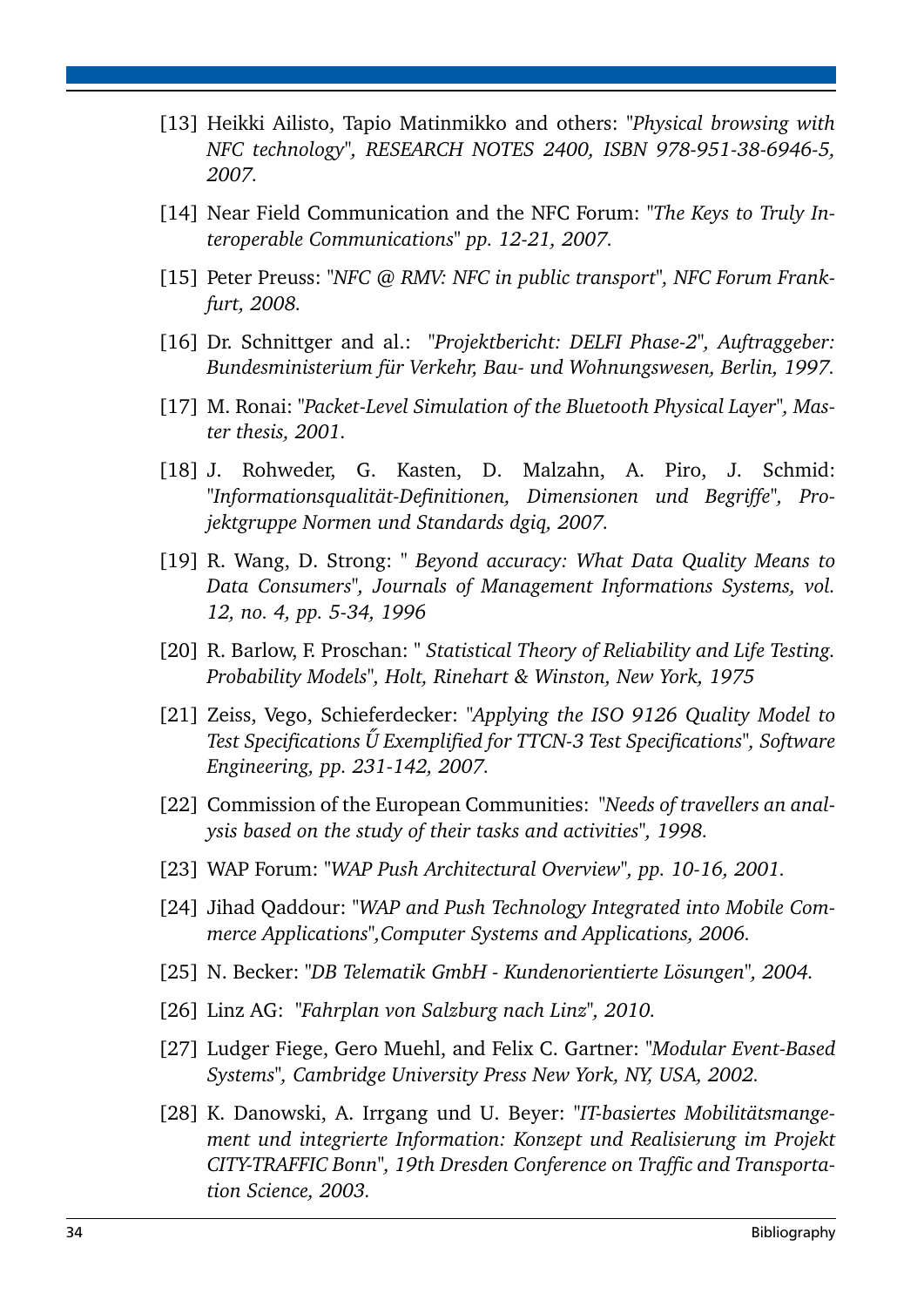[13] Heikki Ailisto, Tapio Matinmikko and others: "*Physical browsing with NFC technology", RESEARCH NOTES 2400, ISBN 978-951-38-6946-5, 2007.*

[14] Near Field Communication and the NFC Forum: "*The Keys to Truly Interoperable Communications" pp. 12-21, 2007.*

[15] Peter Preuss: "*NFC @ RMV: NFC in public transport", NFC Forum Frankfurt, 2008.*

[16] Dr. Schnittger and al.: "*Projektbericht: DELFI Phase-2", Auftraggeber: Bundesministerium für Verkehr, Bau- und Wohnungswesen, Berlin, 1997.*

[17] M. Ronai: "*Packet-Level Simulation of the Bluetooth Physical Layer", Master thesis, 2001.*

[18] J. Rohweder, G. Kasten, D. Malzahn, A. Piro, J. Schmid: "*Informationsqualität-Definitionen, Dimensionen und Begriffe", Projektgruppe Normen und Standards dgiq, 2007.*

[19] R. Wang, D. Strong: " *Beyond accuracy: What Data Quality Means to Data Consumers", Journals of Management Informations Systems, vol. 12, no. 4, pp. 5-34, 1996*

[20] R. Barlow, F. Proschan: " *Statistical Theory of Reliability and Life Testing. Probability Models", Holt, Rinehart & Winston, New York, 1975*

[21] Zeiss, Vego, Schieferdecker: "*Applying the ISO 9126 Quality Model to Test Specifications Ű Exemplified for TTCN-3 Test Specifications", Software Engineering, pp. 231-142, 2007.*

[22] Commission of the European Communities: "*Needs of travellers an analysis based on the study of their tasks and activities", 1998.*

[23] WAP Forum: "*WAP Push Architectural Overview", pp. 10-16, 2001.*

[24] Jihad Qaddour: "*WAP and Push Technology Integrated into Mobile Commerce Applications",Computer Systems and Applications, 2006.*

[25] N. Becker: "*DB Telematik GmbH - Kundenorientierte Lösungen", 2004.*

[26] Linz AG: "*Fahrplan von Salzburg nach Linz", 2010.*

[27] Ludger Fiege, Gero Muehl, and Felix C. Gartner: "*Modular Event-Based Systems", Cambridge University Press New York, NY, USA, 2002.*

[28] K. Danowski, A. Irrgang und U. Beyer: "*IT-basiertes Mobilitätsmangement und integrierte Information: Konzept und Realisierung im Projekt CITY-TRAFFIC Bonn", 19th Dresden Conference on Traffic and Transportation Science, 2003.*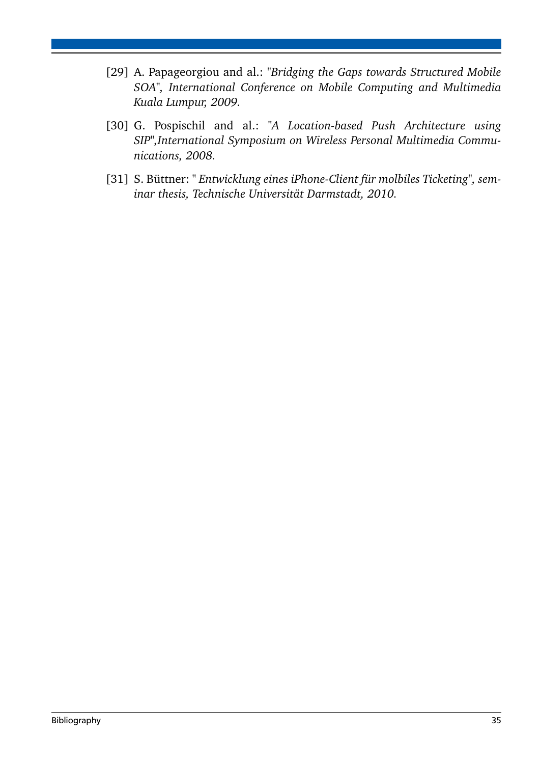[29] A. Papageorgiou and al.: "*Bridging the Gaps towards Structured Mobile SOA*", *International Conference on Mobile Computing and Multimedia Kuala Lumpur, 2009*.

[30] G. Pospischil and al.: "*A Location-based Push Architecture using SIP*",*International Symposium on Wireless Personal Multimedia Communications, 2008*.

[31] S. Büttner: " *Entwicklung eines iPhone-Client für molbiles Ticketing*", *seminar thesis, Technische Universität Darmstadt, 2010*.